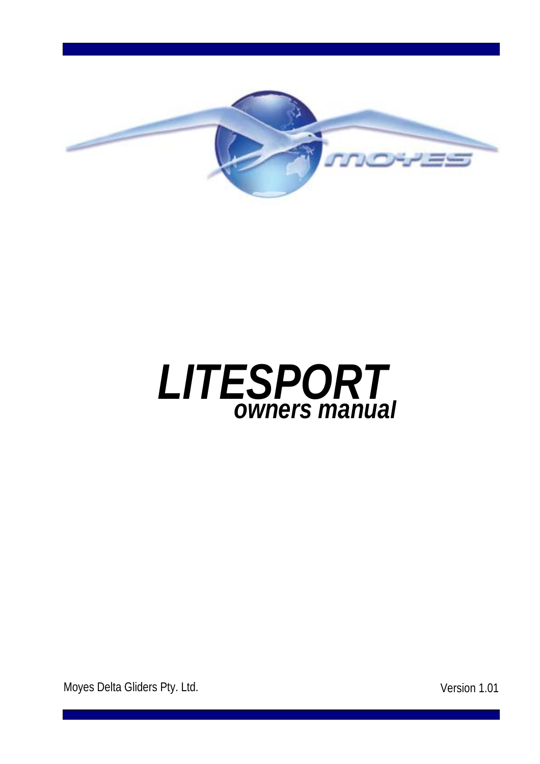# *LITESPORT*

## *owners manual*

Moyes Delta Gliders Pty. Ltd.

Version 1.01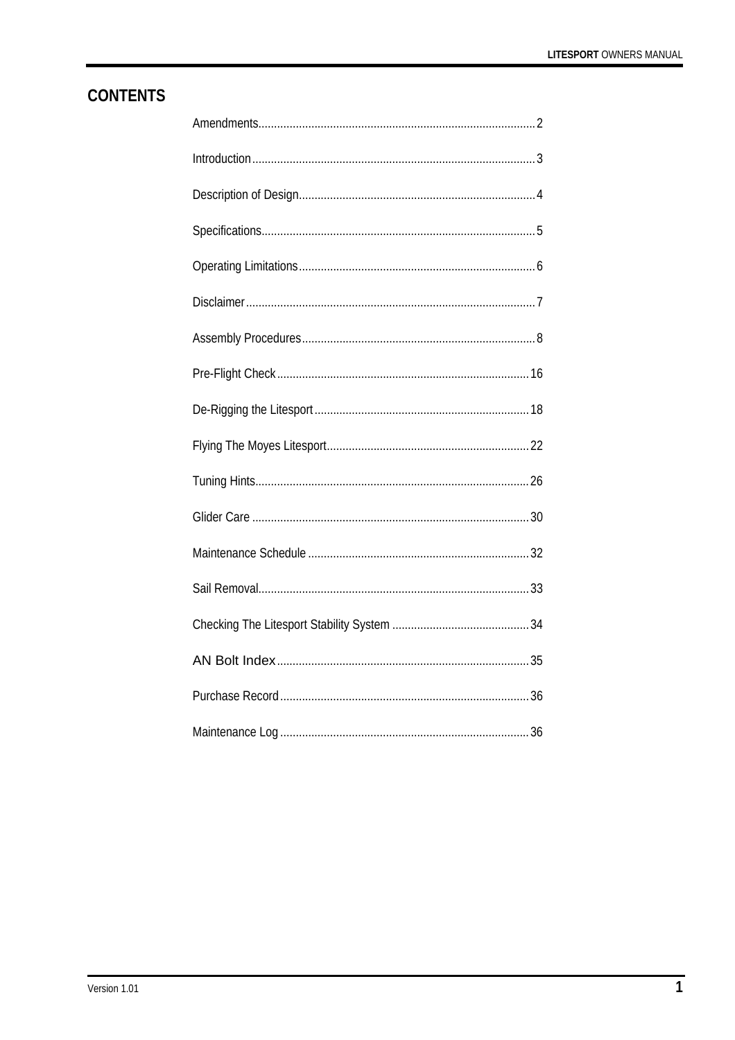# CONTENTS

| Section | Page |
|---|---|
| Amendments | 2 |
| Introduction | 3 |
| Description of Design | 4 |
| Specifications | 5 |
| Operating Limitations | 6 |
| Disclaimer | 7 |
| Assembly Procedures | 8 |
| Pre-Flight Check | 16 |
| De-Rigging the Litesport | 18 |
| Flying The Moyes Litesport | 22 |
| Tuning Hints | 26 |
| Glider Care | 30 |
| Maintenance Schedule | 32 |
| Sail Removal | 33 |
| Checking The Litesport Stability System | 34 |
| AN Bolt Index | 35 |
| Purchase Record | 36 |
| Maintenance Log | 36 |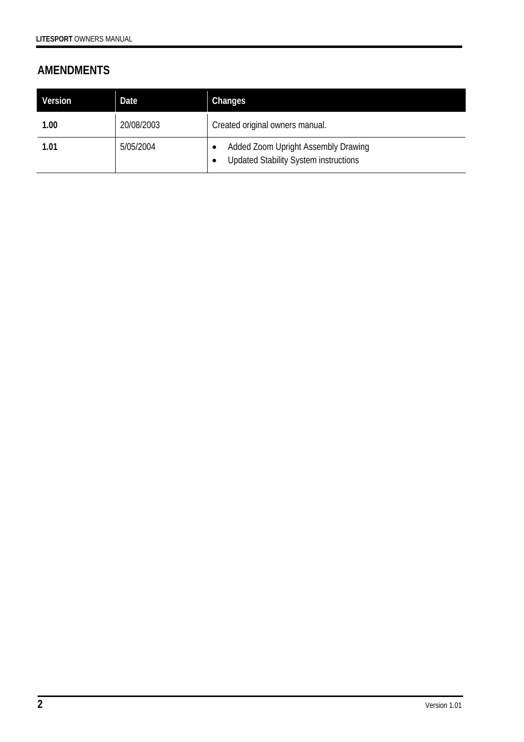## AMENDMENTS

| Version | Date | Changes |
|---|---|---|
| **1.00** | 20/08/2003 | Created original owners manual. |
| **1.01** | 5/05/2004 | • Added Zoom Upright Assembly Drawing<br>• Updated Stability System instructions |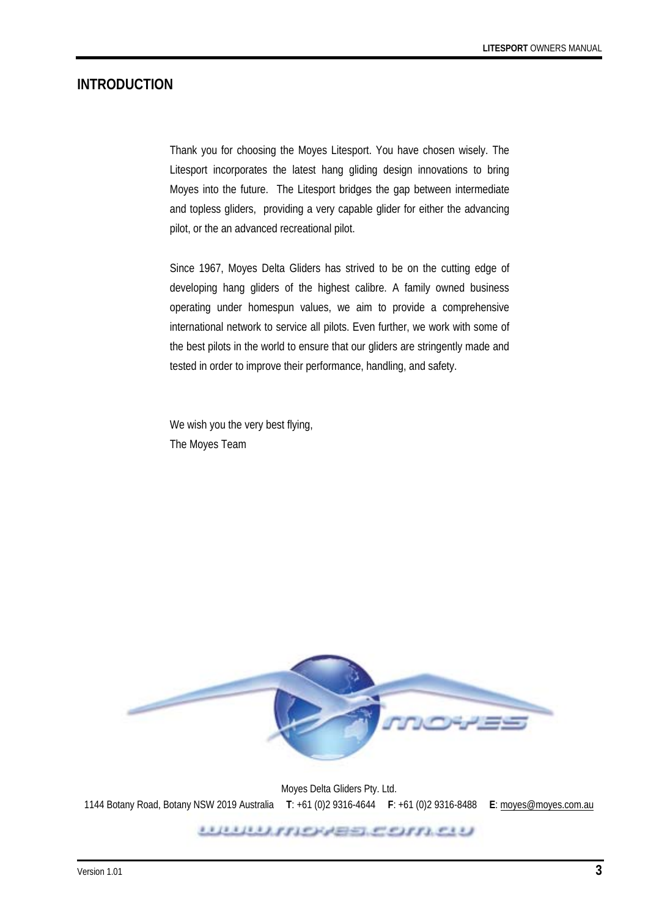# INTRODUCTION

Thank you for choosing the Moyes Litesport. You have chosen wisely. The Litesport incorporates the latest hang gliding design innovations to bring Moyes into the future. The Litesport bridges the gap between intermediate and topless gliders, providing a very capable glider for either the advancing pilot, or the an advanced recreational pilot.

Since 1967, Moyes Delta Gliders has strived to be on the cutting edge of developing hang gliders of the highest calibre. A family owned business operating under homespun values, we aim to provide a comprehensive international network to service all pilots. Even further, we work with some of the best pilots in the world to ensure that our gliders are stringently made and tested in order to improve their performance, handling, and safety.

We wish you the very best flying,
The Moyes Team

Moyes Delta Gliders Pty. Ltd.
1144 Botany Road, Botany NSW 2019 Australia **T**: +61 (0)2 9316-4644 **F**: +61 (0)2 9316-8488 **E**: moyes@moyes.com.au

www.moyes.com.au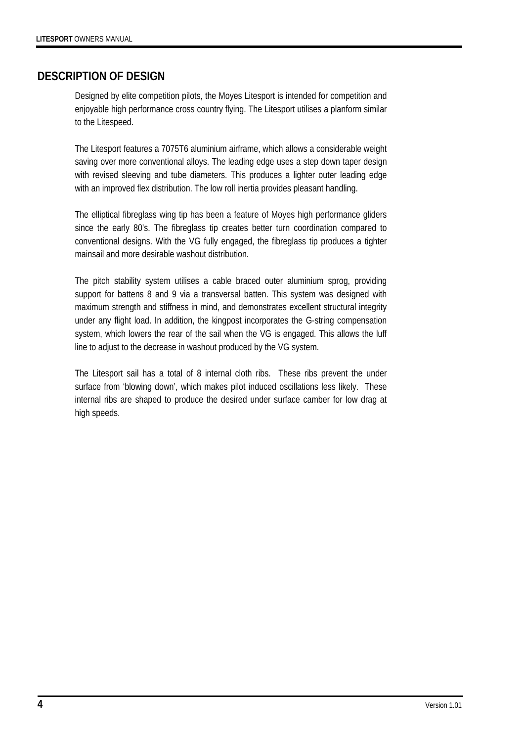## DESCRIPTION OF DESIGN

Designed by elite competition pilots, the Moyes Litesport is intended for competition and enjoyable high performance cross country flying. The Litesport utilises a planform similar to the Litespeed.

The Litesport features a 7075T6 aluminium airframe, which allows a considerable weight saving over more conventional alloys. The leading edge uses a step down taper design with revised sleeving and tube diameters. This produces a lighter outer leading edge with an improved flex distribution. The low roll inertia provides pleasant handling.

The elliptical fibreglass wing tip has been a feature of Moyes high performance gliders since the early 80's. The fibreglass tip creates better turn coordination compared to conventional designs. With the VG fully engaged, the fibreglass tip produces a tighter mainsail and more desirable washout distribution.

The pitch stability system utilises a cable braced outer aluminium sprog, providing support for battens 8 and 9 via a transversal batten. This system was designed with maximum strength and stiffness in mind, and demonstrates excellent structural integrity under any flight load. In addition, the kingpost incorporates the G-string compensation system, which lowers the rear of the sail when the VG is engaged. This allows the luff line to adjust to the decrease in washout produced by the VG system.

The Litesport sail has a total of 8 internal cloth ribs. These ribs prevent the under surface from 'blowing down', which makes pilot induced oscillations less likely. These internal ribs are shaped to produce the desired under surface camber for low drag at high speeds.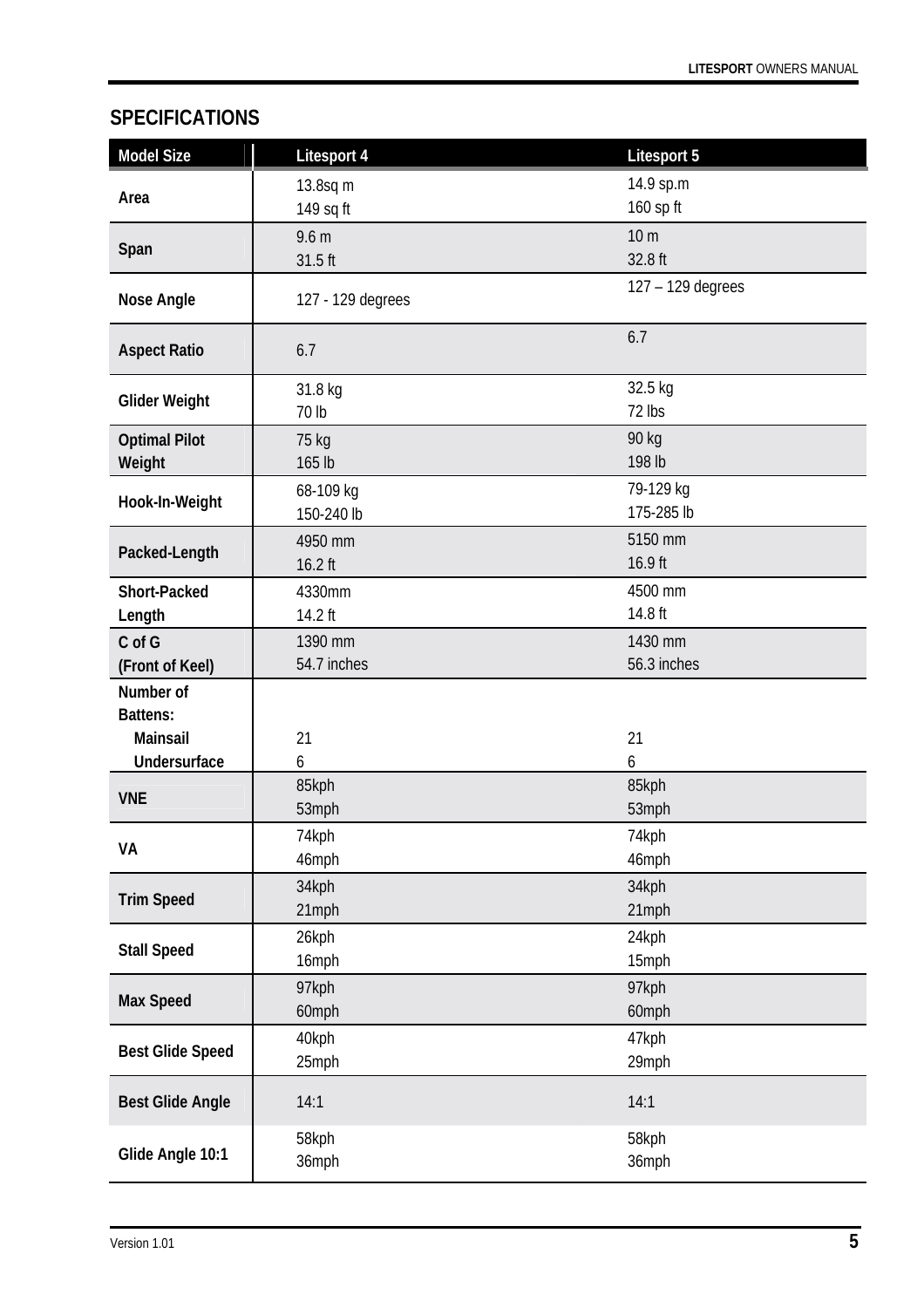## SPECIFICATIONS

| Model Size | Litesport 4 | Litesport 5 |
|---|---|---|
| Area | 13.8sq m<br>149 sq ft | 14.9 sp.m<br>160 sp ft |
| Span | 9.6 m<br>31.5 ft | 10 m<br>32.8 ft |
| Nose Angle | 127 - 129 degrees | 127 – 129 degrees |
| Aspect Ratio | 6.7 | 6.7 |
| Glider Weight | 31.8 kg<br>70 lb | 32.5 kg<br>72 lbs |
| Optimal Pilot Weight | 75 kg<br>165 lb | 90 kg<br>198 lb |
| Hook-In-Weight | 68-109 kg<br>150-240 lb | 79-129 kg<br>175-285 lb |
| Packed-Length | 4950 mm<br>16.2 ft | 5150 mm<br>16.9 ft |
| Short-Packed Length | 4330mm<br>14.2 ft | 4500 mm<br>14.8 ft |
| C of G (Front of Keel) | 1390 mm<br>54.7 inches | 1430 mm<br>56.3 inches |
| Number of Battens:<br>Mainsail<br>Undersurface | <br>21<br>6 | <br>21<br>6 |
| VNE | 85kph<br>53mph | 85kph<br>53mph |
| VA | 74kph<br>46mph | 74kph<br>46mph |
| Trim Speed | 34kph<br>21mph | 34kph<br>21mph |
| Stall Speed | 26kph<br>16mph | 24kph<br>15mph |
| Max Speed | 97kph<br>60mph | 97kph<br>60mph |
| Best Glide Speed | 40kph<br>25mph | 47kph<br>29mph |
| Best Glide Angle | 14:1 | 14:1 |
| Glide Angle 10:1 | 58kph<br>36mph | 58kph<br>36mph |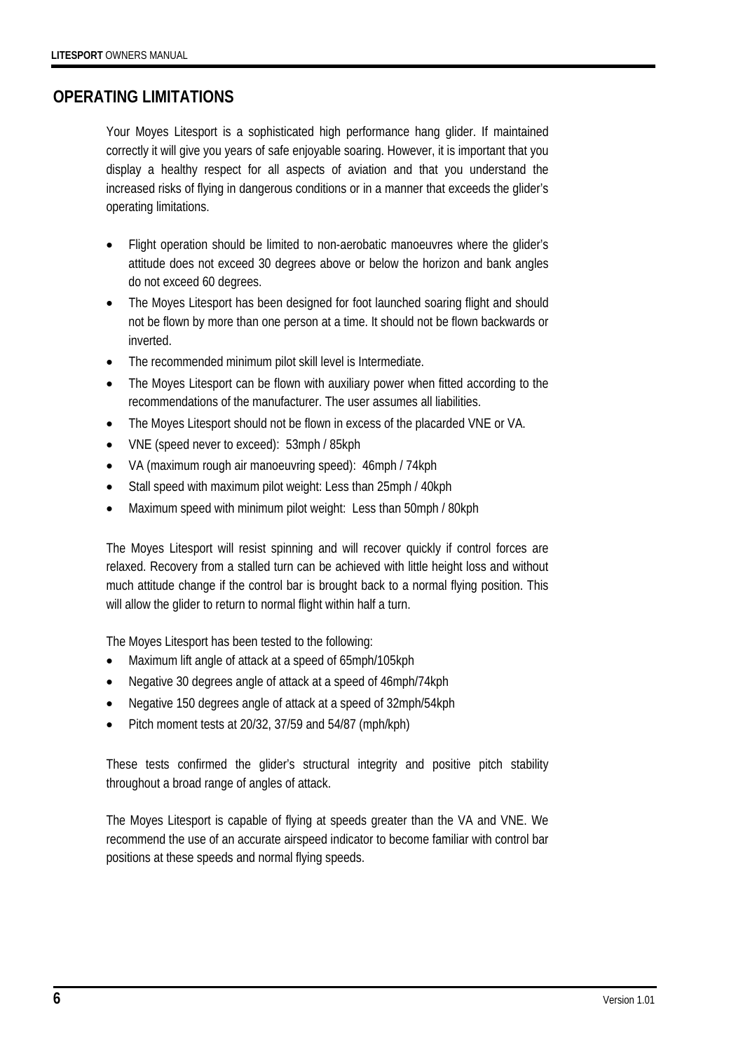## OPERATING LIMITATIONS

Your Moyes Litesport is a sophisticated high performance hang glider. If maintained correctly it will give you years of safe enjoyable soaring. However, it is important that you display a healthy respect for all aspects of aviation and that you understand the increased risks of flying in dangerous conditions or in a manner that exceeds the glider's operating limitations.

- Flight operation should be limited to non-aerobatic manoeuvres where the glider's attitude does not exceed 30 degrees above or below the horizon and bank angles do not exceed 60 degrees.
- The Moyes Litesport has been designed for foot launched soaring flight and should not be flown by more than one person at a time. It should not be flown backwards or inverted.
- The recommended minimum pilot skill level is Intermediate.
- The Moyes Litesport can be flown with auxiliary power when fitted according to the recommendations of the manufacturer. The user assumes all liabilities.
- The Moyes Litesport should not be flown in excess of the placarded VNE or VA.
- VNE (speed never to exceed): 53mph / 85kph
- VA (maximum rough air manoeuvring speed): 46mph / 74kph
- Stall speed with maximum pilot weight: Less than 25mph / 40kph
- Maximum speed with minimum pilot weight: Less than 50mph / 80kph

The Moyes Litesport will resist spinning and will recover quickly if control forces are relaxed. Recovery from a stalled turn can be achieved with little height loss and without much attitude change if the control bar is brought back to a normal flying position. This will allow the glider to return to normal flight within half a turn.

The Moyes Litesport has been tested to the following:

- Maximum lift angle of attack at a speed of 65mph/105kph
- Negative 30 degrees angle of attack at a speed of 46mph/74kph
- Negative 150 degrees angle of attack at a speed of 32mph/54kph
- Pitch moment tests at 20/32, 37/59 and 54/87 (mph/kph)

These tests confirmed the glider's structural integrity and positive pitch stability throughout a broad range of angles of attack.

The Moyes Litesport is capable of flying at speeds greater than the VA and VNE. We recommend the use of an accurate airspeed indicator to become familiar with control bar positions at these speeds and normal flying speeds.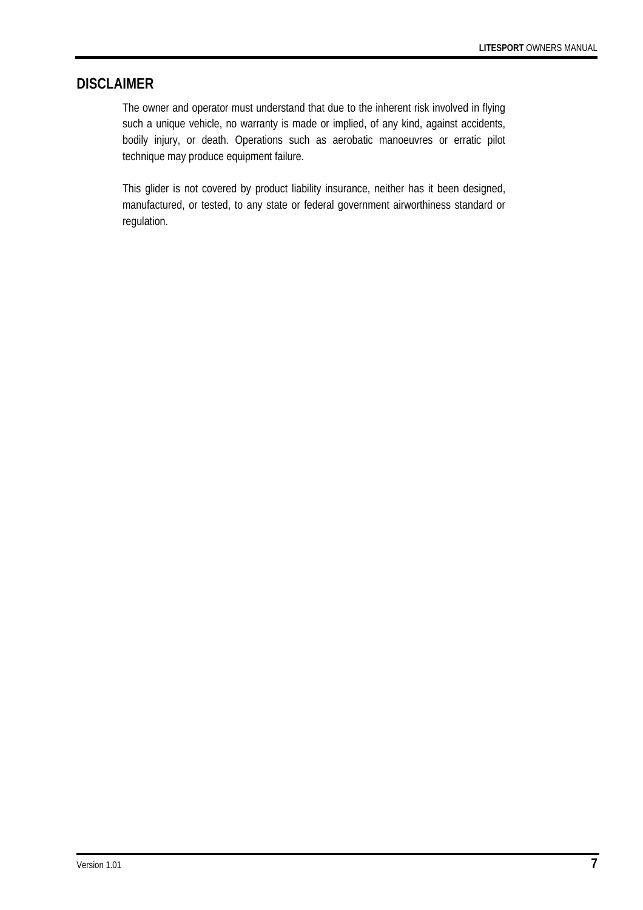## DISCLAIMER

The owner and operator must understand that due to the inherent risk involved in flying such a unique vehicle, no warranty is made or implied, of any kind, against accidents, bodily injury, or death. Operations such as aerobatic manoeuvres or erratic pilot technique may produce equipment failure.

This glider is not covered by product liability insurance, neither has it been designed, manufactured, or tested, to any state or federal government airworthiness standard or regulation.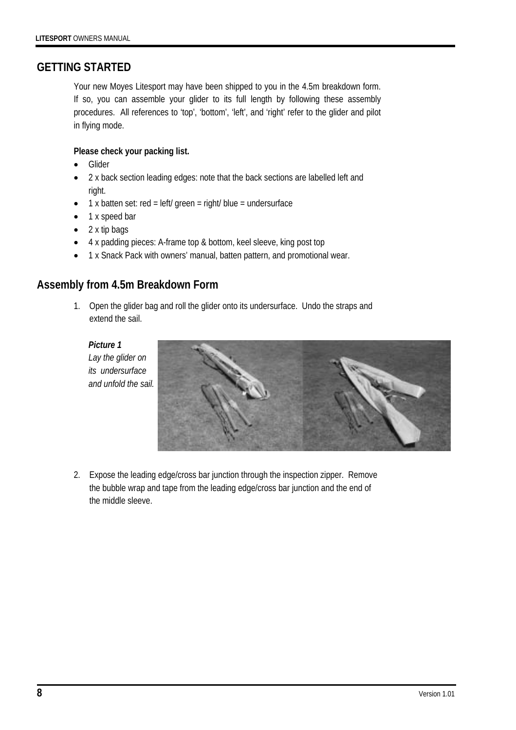## GETTING STARTED

Your new Moyes Litesport may have been shipped to you in the 4.5m breakdown form. If so, you can assemble your glider to its full length by following these assembly procedures. All references to 'top', 'bottom', 'left', and 'right' refer to the glider and pilot in flying mode.

**Please check your packing list.**

- Glider
- 2 x back section leading edges: note that the back sections are labelled left and right.
- 1 x batten set: red = left/ green = right/ blue = undersurface
- 1 x speed bar
- 2 x tip bags
- 4 x padding pieces: A-frame top & bottom, keel sleeve, king post top
- 1 x Snack Pack with owners' manual, batten pattern, and promotional wear.

## Assembly from 4.5m Breakdown Form

1. Open the glider bag and roll the glider onto its undersurface. Undo the straps and extend the sail.

***Picture 1***
*Lay the glider on its undersurface and unfold the sail.*

2. Expose the leading edge/cross bar junction through the inspection zipper. Remove the bubble wrap and tape from the leading edge/cross bar junction and the end of the middle sleeve.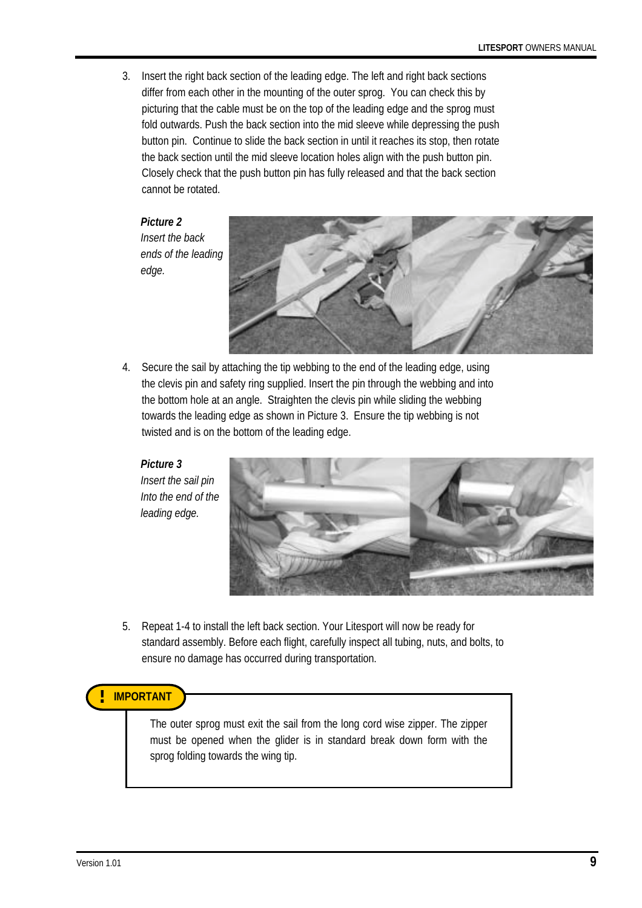3. Insert the right back section of the leading edge. The left and right back sections differ from each other in the mounting of the outer sprog. You can check this by picturing that the cable must be on the top of the leading edge and the sprog must fold outwards. Push the back section into the mid sleeve while depressing the push button pin. Continue to slide the back section in until it reaches its stop, then rotate the back section until the mid sleeve location holes align with the push button pin. Closely check that the push button pin has fully released and that the back section cannot be rotated.

***Picture 2***
*Insert the back ends of the leading edge.*

4. Secure the sail by attaching the tip webbing to the end of the leading edge, using the clevis pin and safety ring supplied. Insert the pin through the webbing and into the bottom hole at an angle. Straighten the clevis pin while sliding the webbing towards the leading edge as shown in Picture 3. Ensure the tip webbing is not twisted and is on the bottom of the leading edge.

***Picture 3***
*Insert the sail pin Into the end of the leading edge.*

5. Repeat 1-4 to install the left back section. Your Litesport will now be ready for standard assembly. Before each flight, carefully inspect all tubing, nuts, and bolts, to ensure no damage has occurred during transportation.

**! IMPORTANT**

The outer sprog must exit the sail from the long cord wise zipper. The zipper must be opened when the glider is in standard break down form with the sprog folding towards the wing tip.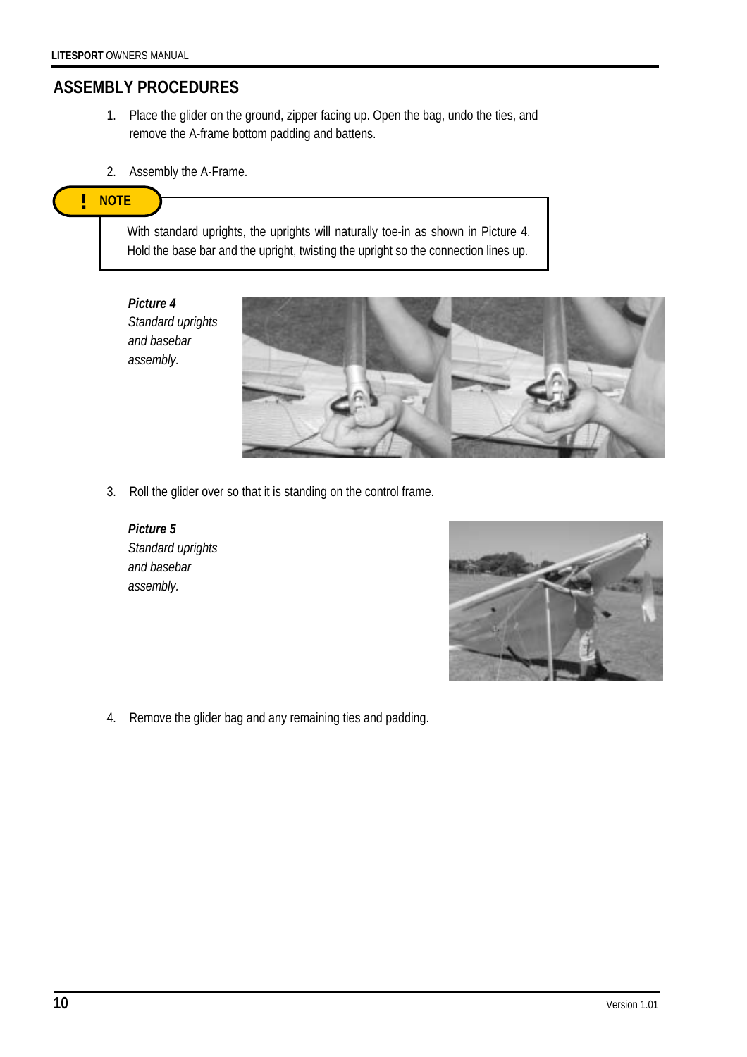## ASSEMBLY PROCEDURES

1. Place the glider on the ground, zipper facing up. Open the bag, undo the ties, and remove the A-frame bottom padding and battens.

2. Assembly the A-Frame.

> **! NOTE**
>
> With standard uprights, the uprights will naturally toe-in as shown in Picture 4. Hold the base bar and the upright, twisting the upright so the connection lines up.

***Picture 4***
*Standard uprights and basebar assembly.*

3. Roll the glider over so that it is standing on the control frame.

***Picture 5***
*Standard uprights and basebar assembly.*

4. Remove the glider bag and any remaining ties and padding.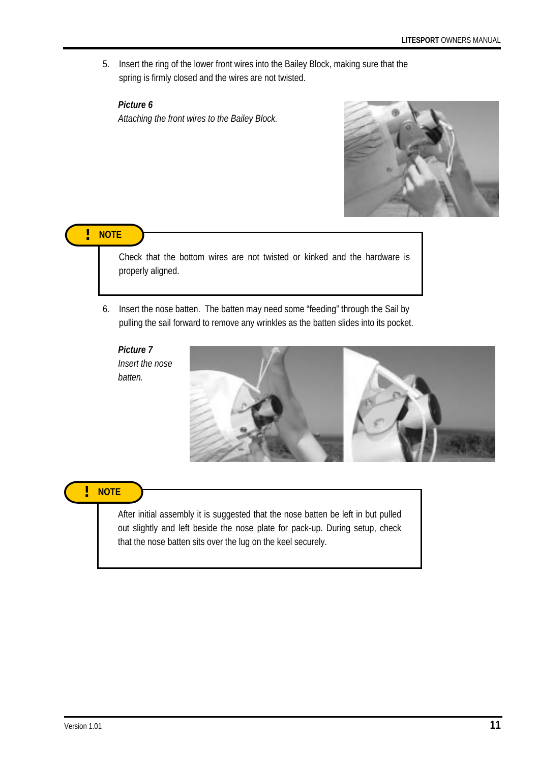5. Insert the ring of the lower front wires into the Bailey Block, making sure that the spring is firmly closed and the wires are not twisted.

***Picture 6***
*Attaching the front wires to the Bailey Block.*

> **! NOTE**
>
> Check that the bottom wires are not twisted or kinked and the hardware is properly aligned.

6. Insert the nose batten. The batten may need some "feeding" through the Sail by pulling the sail forward to remove any wrinkles as the batten slides into its pocket.

***Picture 7***
*Insert the nose batten.*

> **! NOTE**
>
> After initial assembly it is suggested that the nose batten be left in but pulled out slightly and left beside the nose plate for pack-up. During setup, check that the nose batten sits over the lug on the keel securely.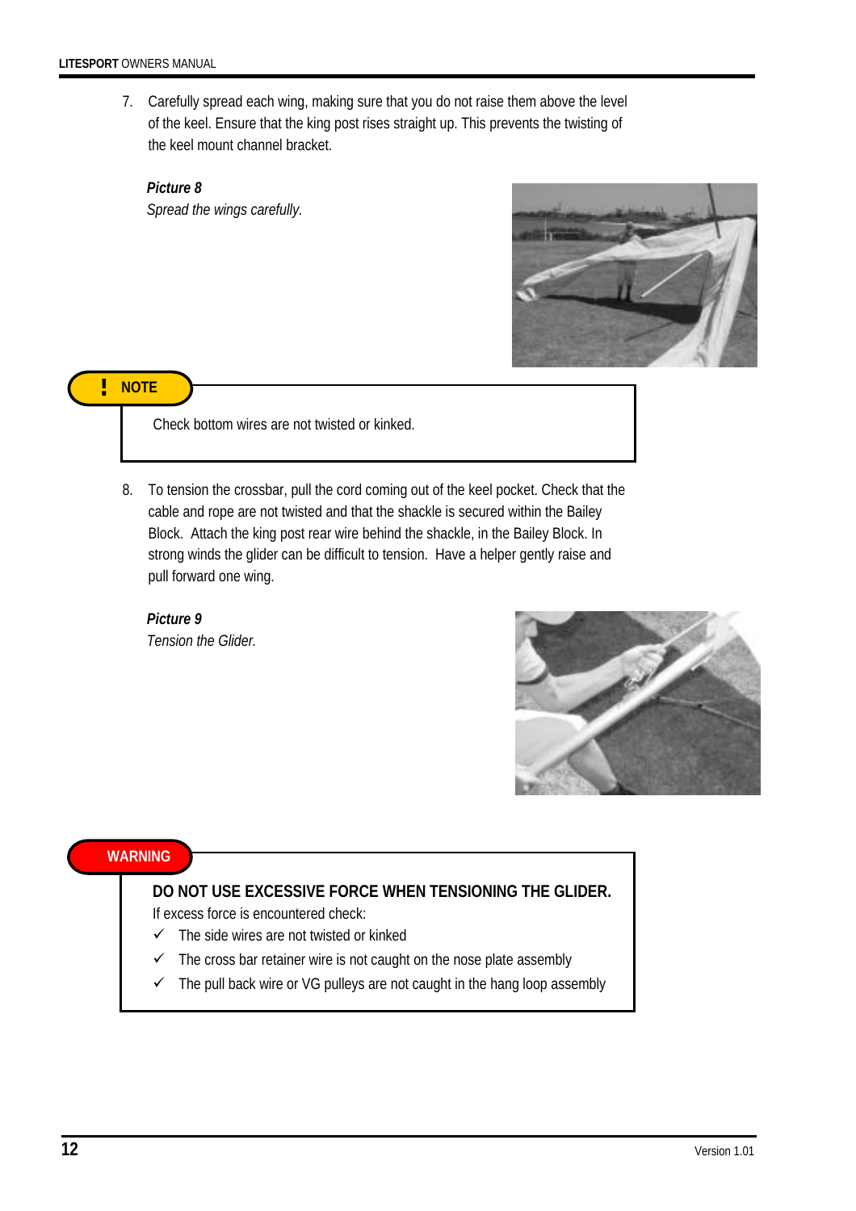7. Carefully spread each wing, making sure that you do not raise them above the level of the keel. Ensure that the king post rises straight up. This prevents the twisting of the keel mount channel bracket.

***Picture 8***
*Spread the wings carefully.*

> **! NOTE**
>
> Check bottom wires are not twisted or kinked.

8. To tension the crossbar, pull the cord coming out of the keel pocket. Check that the cable and rope are not twisted and that the shackle is secured within the Bailey Block. Attach the king post rear wire behind the shackle, in the Bailey Block. In strong winds the glider can be difficult to tension. Have a helper gently raise and pull forward one wing.

***Picture 9***
*Tension the Glider.*

> **WARNING**
>
> **DO NOT USE EXCESSIVE FORCE WHEN TENSIONING THE GLIDER.**
>
> If excess force is encountered check:
>
> - ✓ The side wires are not twisted or kinked
> - ✓ The cross bar retainer wire is not caught on the nose plate assembly
> - ✓ The pull back wire or VG pulleys are not caught in the hang loop assembly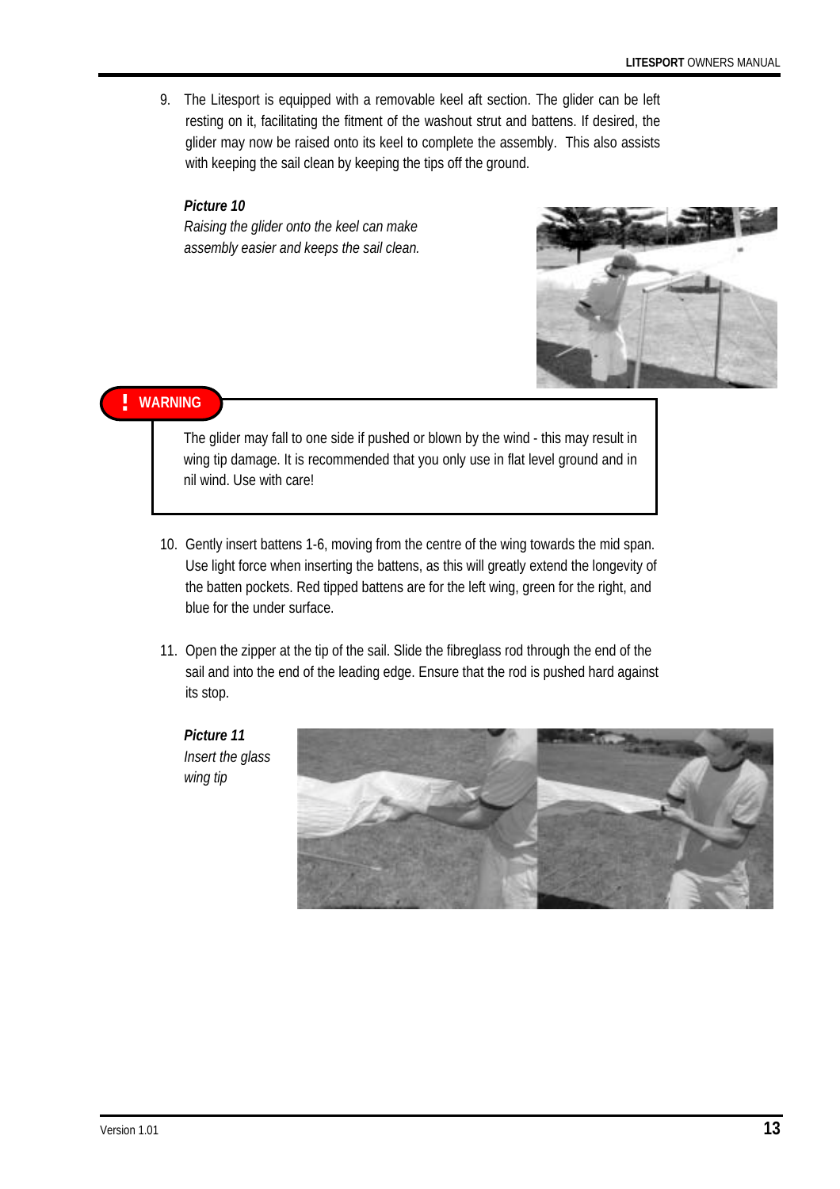9. The Litesport is equipped with a removable keel aft section. The glider can be left resting on it, facilitating the fitment of the washout strut and battens. If desired, the glider may now be raised onto its keel to complete the assembly. This also assists with keeping the sail clean by keeping the tips off the ground.

***Picture 10***
*Raising the glider onto the keel can make assembly easier and keeps the sail clean.*

> **! WARNING**
>
> The glider may fall to one side if pushed or blown by the wind - this may result in wing tip damage. It is recommended that you only use in flat level ground and in nil wind. Use with care!

10. Gently insert battens 1-6, moving from the centre of the wing towards the mid span. Use light force when inserting the battens, as this will greatly extend the longevity of the batten pockets. Red tipped battens are for the left wing, green for the right, and blue for the under surface.

11. Open the zipper at the tip of the sail. Slide the fibreglass rod through the end of the sail and into the end of the leading edge. Ensure that the rod is pushed hard against its stop.

***Picture 11***
*Insert the glass wing tip*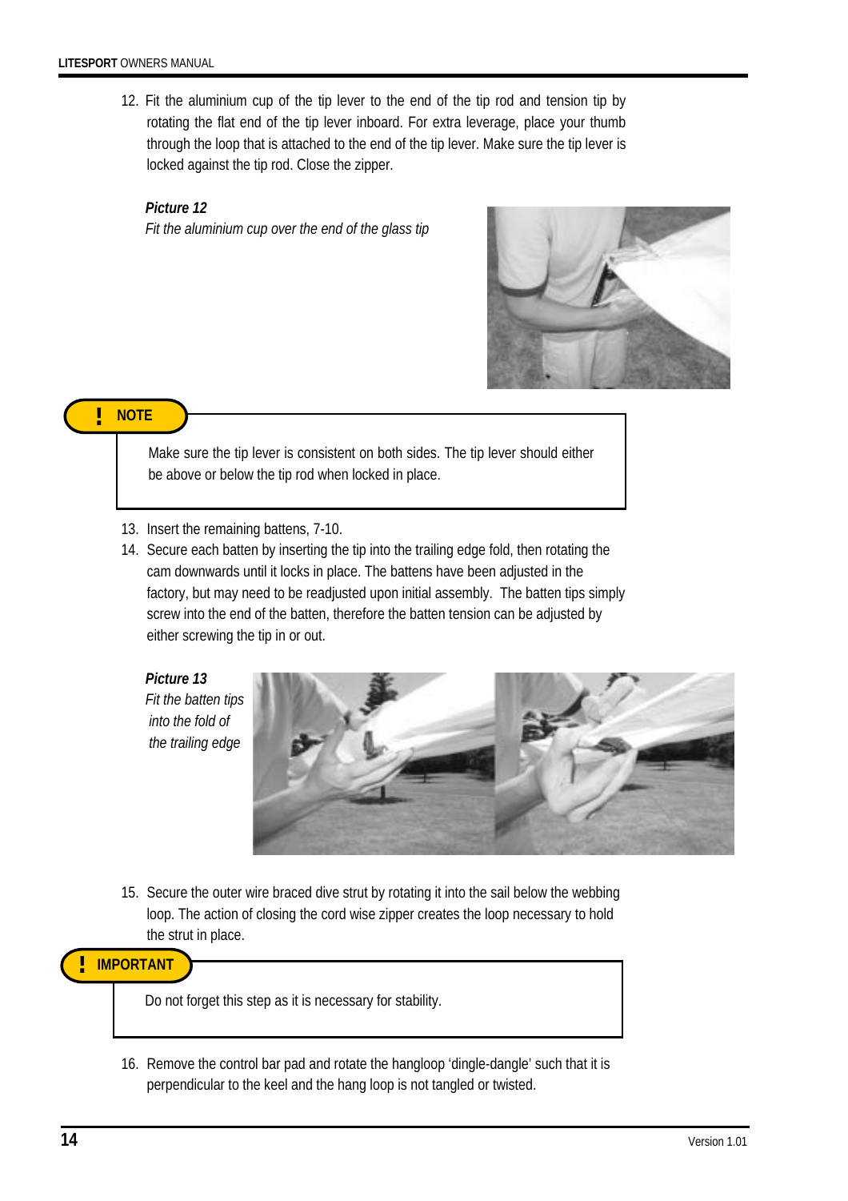12. Fit the aluminium cup of the tip lever to the end of the tip rod and tension tip by rotating the flat end of the tip lever inboard. For extra leverage, place your thumb through the loop that is attached to the end of the tip lever. Make sure the tip lever is locked against the tip rod. Close the zipper.

***Picture 12***
*Fit the aluminium cup over the end of the glass tip*

> **! NOTE**
>
> Make sure the tip lever is consistent on both sides. The tip lever should either be above or below the tip rod when locked in place.

13. Insert the remaining battens, 7-10.
14. Secure each batten by inserting the tip into the trailing edge fold, then rotating the cam downwards until it locks in place. The battens have been adjusted in the factory, but may need to be readjusted upon initial assembly. The batten tips simply screw into the end of the batten, therefore the batten tension can be adjusted by either screwing the tip in or out.

***Picture 13***
*Fit the batten tips into the fold of the trailing edge*

15. Secure the outer wire braced dive strut by rotating it into the sail below the webbing loop. The action of closing the cord wise zipper creates the loop necessary to hold the strut in place.

> **! IMPORTANT**
>
> Do not forget this step as it is necessary for stability.

16. Remove the control bar pad and rotate the hangloop 'dingle-dangle' such that it is perpendicular to the keel and the hang loop is not tangled or twisted.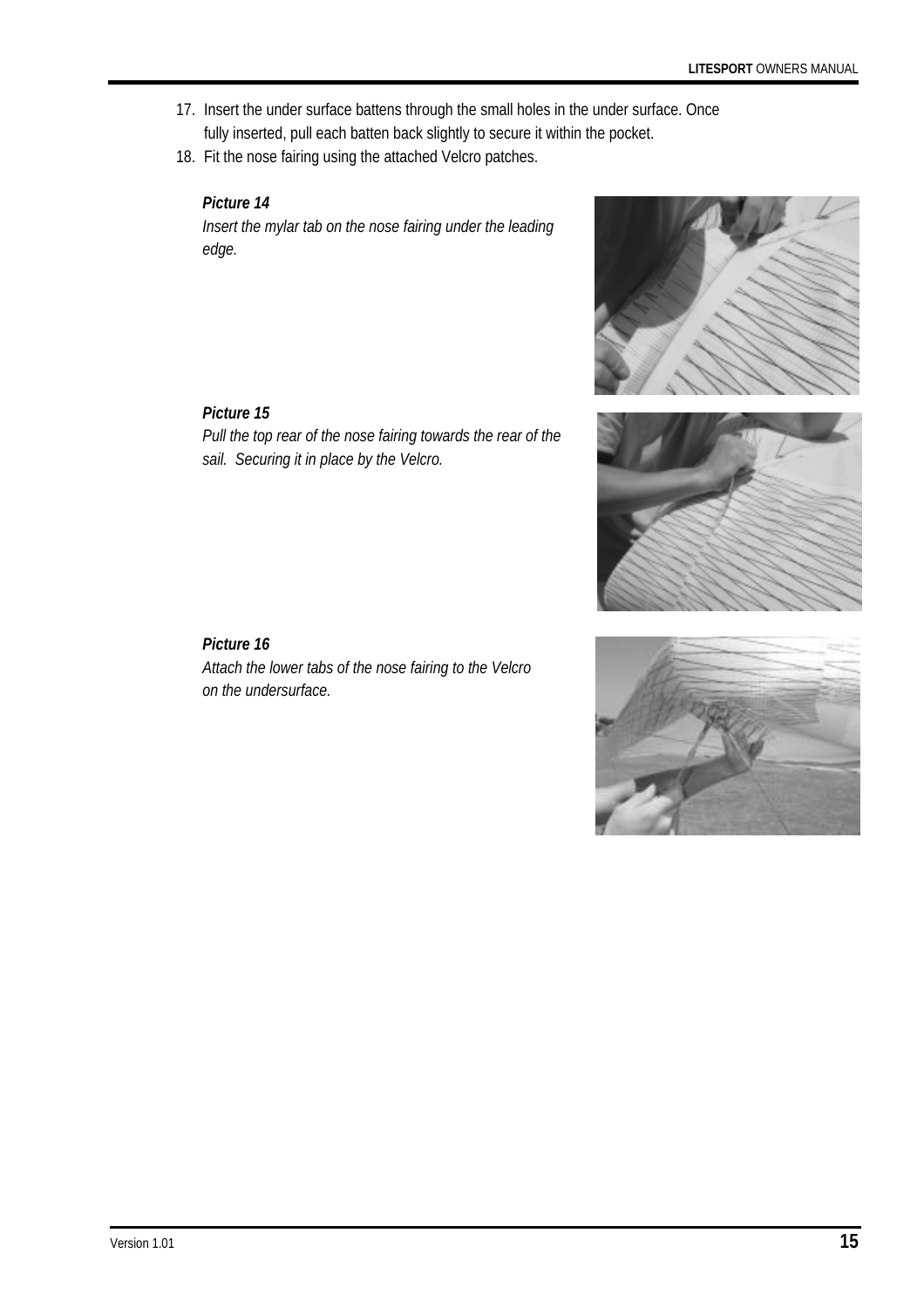17. Insert the under surface battens through the small holes in the under surface. Once fully inserted, pull each batten back slightly to secure it within the pocket.
18. Fit the nose fairing using the attached Velcro patches.

***Picture 14***
*Insert the mylar tab on the nose fairing under the leading edge.*

***Picture 15***
*Pull the top rear of the nose fairing towards the rear of the sail. Securing it in place by the Velcro.*

***Picture 16***
*Attach the lower tabs of the nose fairing to the Velcro on the undersurface.*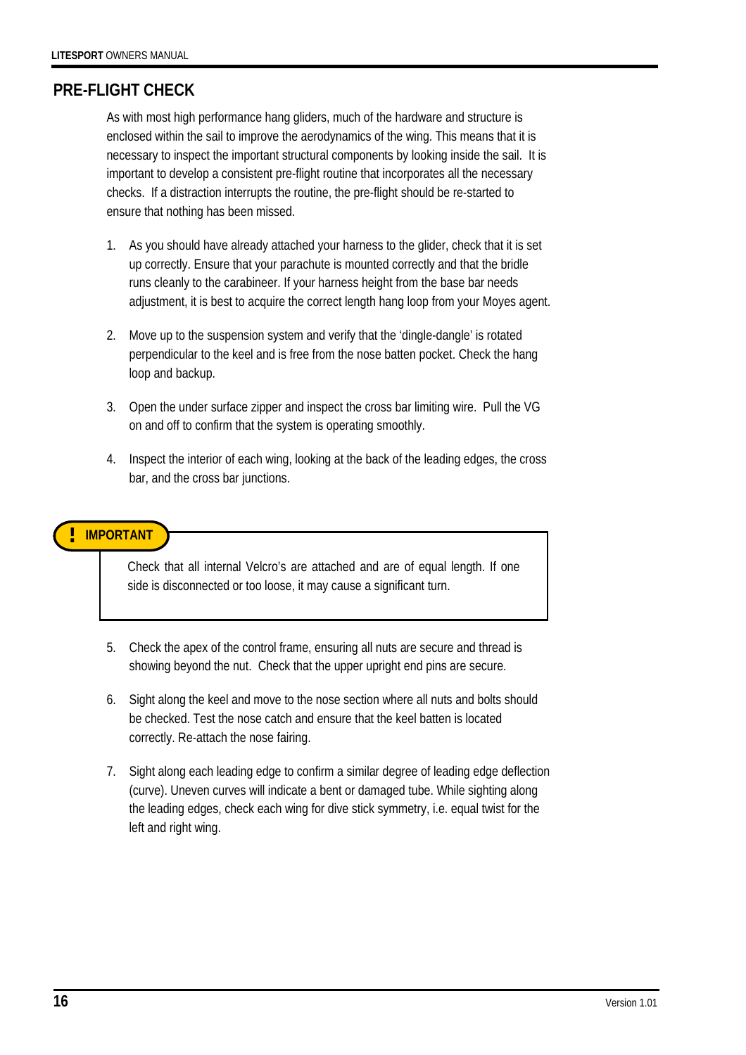## PRE-FLIGHT CHECK

As with most high performance hang gliders, much of the hardware and structure is enclosed within the sail to improve the aerodynamics of the wing. This means that it is necessary to inspect the important structural components by looking inside the sail. It is important to develop a consistent pre-flight routine that incorporates all the necessary checks. If a distraction interrupts the routine, the pre-flight should be re-started to ensure that nothing has been missed.

1. As you should have already attached your harness to the glider, check that it is set up correctly. Ensure that your parachute is mounted correctly and that the bridle runs cleanly to the carabineer. If your harness height from the base bar needs adjustment, it is best to acquire the correct length hang loop from your Moyes agent.

2. Move up to the suspension system and verify that the 'dingle-dangle' is rotated perpendicular to the keel and is free from the nose batten pocket. Check the hang loop and backup.

3. Open the under surface zipper and inspect the cross bar limiting wire. Pull the VG on and off to confirm that the system is operating smoothly.

4. Inspect the interior of each wing, looking at the back of the leading edges, the cross bar, and the cross bar junctions.

> **! IMPORTANT**
>
> Check that all internal Velcro's are attached and are of equal length. If one side is disconnected or too loose, it may cause a significant turn.

5. Check the apex of the control frame, ensuring all nuts are secure and thread is showing beyond the nut. Check that the upper upright end pins are secure.

6. Sight along the keel and move to the nose section where all nuts and bolts should be checked. Test the nose catch and ensure that the keel batten is located correctly. Re-attach the nose fairing.

7. Sight along each leading edge to confirm a similar degree of leading edge deflection (curve). Uneven curves will indicate a bent or damaged tube. While sighting along the leading edges, check each wing for dive stick symmetry, i.e. equal twist for the left and right wing.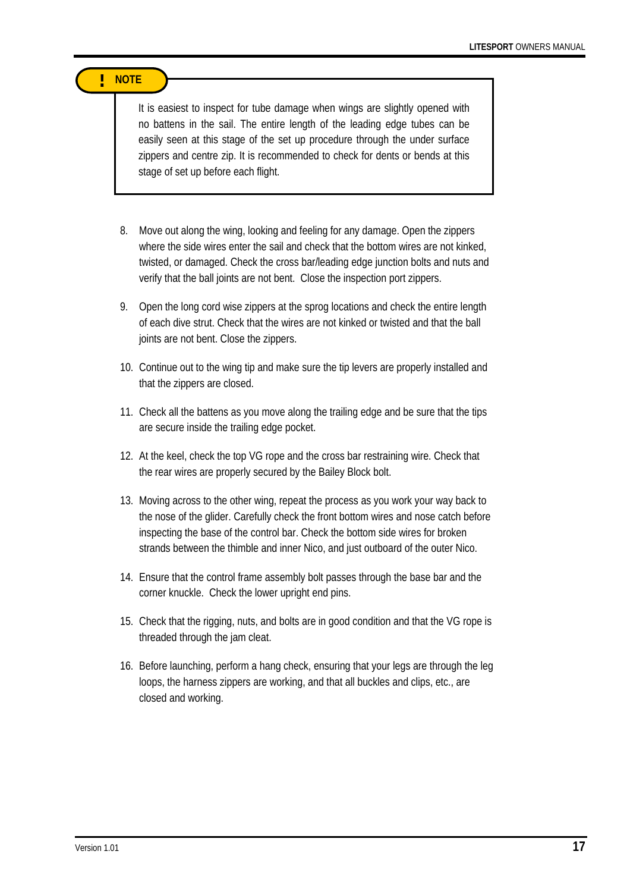> **! NOTE**
>
> It is easiest to inspect for tube damage when wings are slightly opened with no battens in the sail. The entire length of the leading edge tubes can be easily seen at this stage of the set up procedure through the under surface zippers and centre zip. It is recommended to check for dents or bends at this stage of set up before each flight.

8. Move out along the wing, looking and feeling for any damage. Open the zippers where the side wires enter the sail and check that the bottom wires are not kinked, twisted, or damaged. Check the cross bar/leading edge junction bolts and nuts and verify that the ball joints are not bent. Close the inspection port zippers.

9. Open the long cord wise zippers at the sprog locations and check the entire length of each dive strut. Check that the wires are not kinked or twisted and that the ball joints are not bent. Close the zippers.

10. Continue out to the wing tip and make sure the tip levers are properly installed and that the zippers are closed.

11. Check all the battens as you move along the trailing edge and be sure that the tips are secure inside the trailing edge pocket.

12. At the keel, check the top VG rope and the cross bar restraining wire. Check that the rear wires are properly secured by the Bailey Block bolt.

13. Moving across to the other wing, repeat the process as you work your way back to the nose of the glider. Carefully check the front bottom wires and nose catch before inspecting the base of the control bar. Check the bottom side wires for broken strands between the thimble and inner Nico, and just outboard of the outer Nico.

14. Ensure that the control frame assembly bolt passes through the base bar and the corner knuckle. Check the lower upright end pins.

15. Check that the rigging, nuts, and bolts are in good condition and that the VG rope is threaded through the jam cleat.

16. Before launching, perform a hang check, ensuring that your legs are through the leg loops, the harness zippers are working, and that all buckles and clips, etc., are closed and working.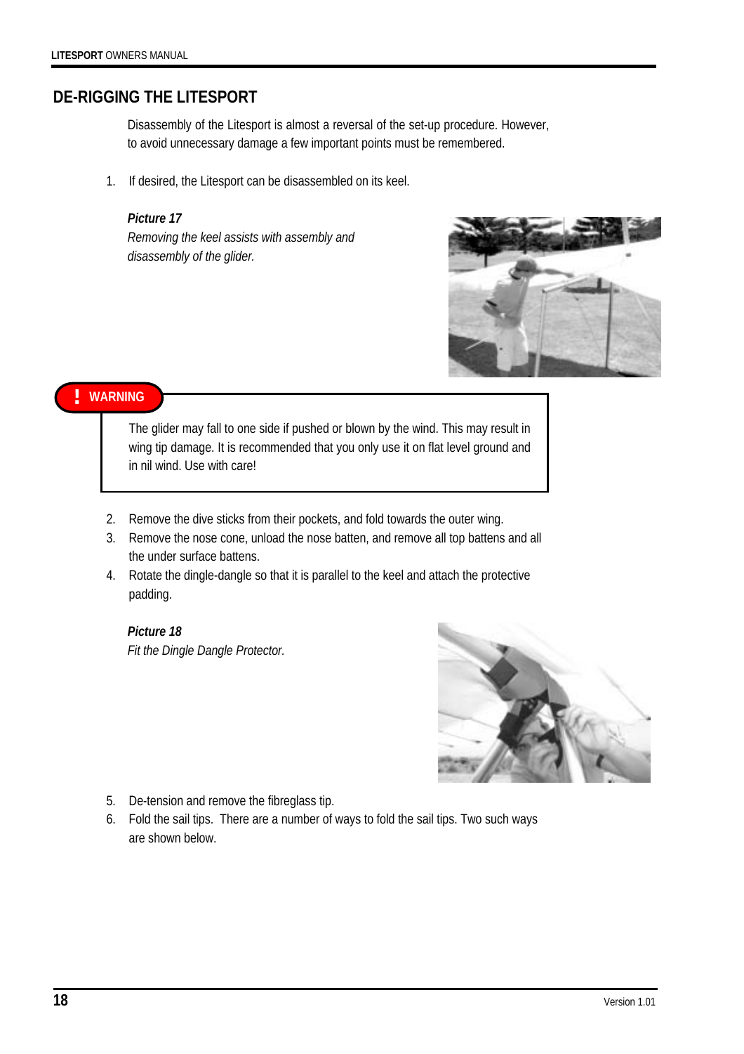## DE-RIGGING THE LITESPORT

Disassembly of the Litesport is almost a reversal of the set-up procedure. However, to avoid unnecessary damage a few important points must be remembered.

1. If desired, the Litesport can be disassembled on its keel.

***Picture 17***
*Removing the keel assists with assembly and disassembly of the glider.*

**! WARNING**

The glider may fall to one side if pushed or blown by the wind. This may result in wing tip damage. It is recommended that you only use it on flat level ground and in nil wind. Use with care!

2. Remove the dive sticks from their pockets, and fold towards the outer wing.
3. Remove the nose cone, unload the nose batten, and remove all top battens and all the under surface battens.
4. Rotate the dingle-dangle so that it is parallel to the keel and attach the protective padding.

***Picture 18***
*Fit the Dingle Dangle Protector.*

5. De-tension and remove the fibreglass tip.
6. Fold the sail tips. There are a number of ways to fold the sail tips. Two such ways are shown below.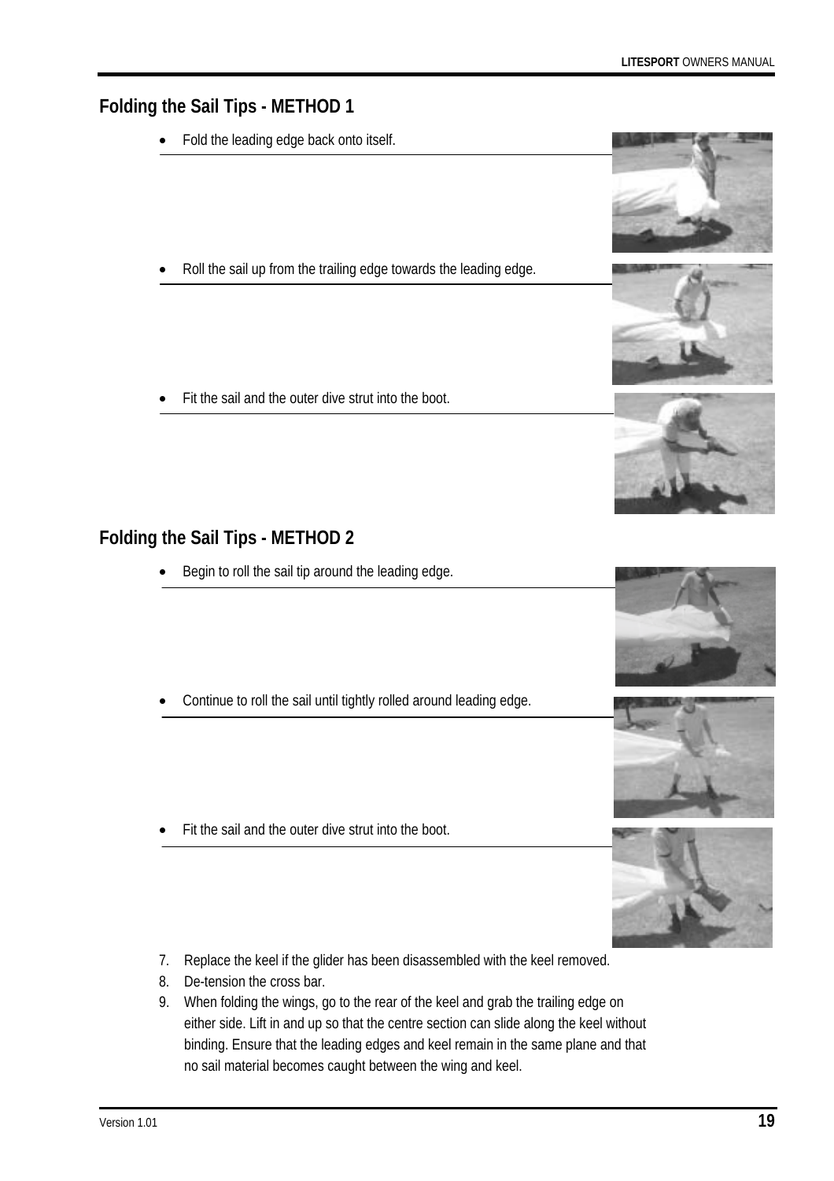## Folding the Sail Tips - METHOD 1

- Fold the leading edge back onto itself.
- Roll the sail up from the trailing edge towards the leading edge.
- Fit the sail and the outer dive strut into the boot.

## Folding the Sail Tips - METHOD 2

- Begin to roll the sail tip around the leading edge.
- Continue to roll the sail until tightly rolled around leading edge.
- Fit the sail and the outer dive strut into the boot.

7. Replace the keel if the glider has been disassembled with the keel removed.
8. De-tension the cross bar.
9. When folding the wings, go to the rear of the keel and grab the trailing edge on either side. Lift in and up so that the centre section can slide along the keel without binding. Ensure that the leading edges and keel remain in the same plane and that no sail material becomes caught between the wing and keel.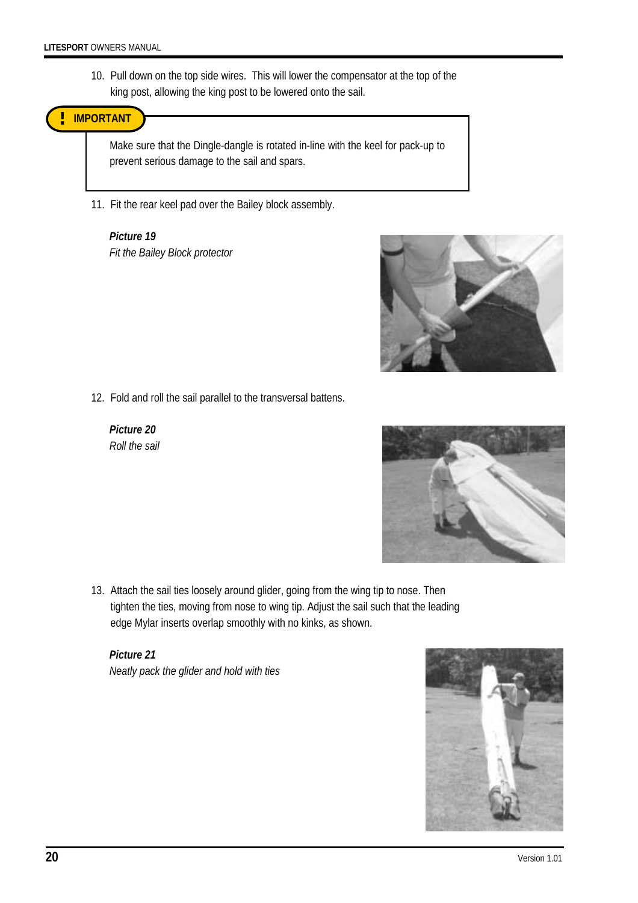10. Pull down on the top side wires. This will lower the compensator at the top of the king post, allowing the king post to be lowered onto the sail.

> **! IMPORTANT**
>
> Make sure that the Dingle-dangle is rotated in-line with the keel for pack-up to prevent serious damage to the sail and spars.

11. Fit the rear keel pad over the Bailey block assembly.

***Picture 19***
*Fit the Bailey Block protector*

12. Fold and roll the sail parallel to the transversal battens.

***Picture 20***
*Roll the sail*

13. Attach the sail ties loosely around glider, going from the wing tip to nose. Then tighten the ties, moving from nose to wing tip. Adjust the sail such that the leading edge Mylar inserts overlap smoothly with no kinks, as shown.

***Picture 21***
*Neatly pack the glider and hold with ties*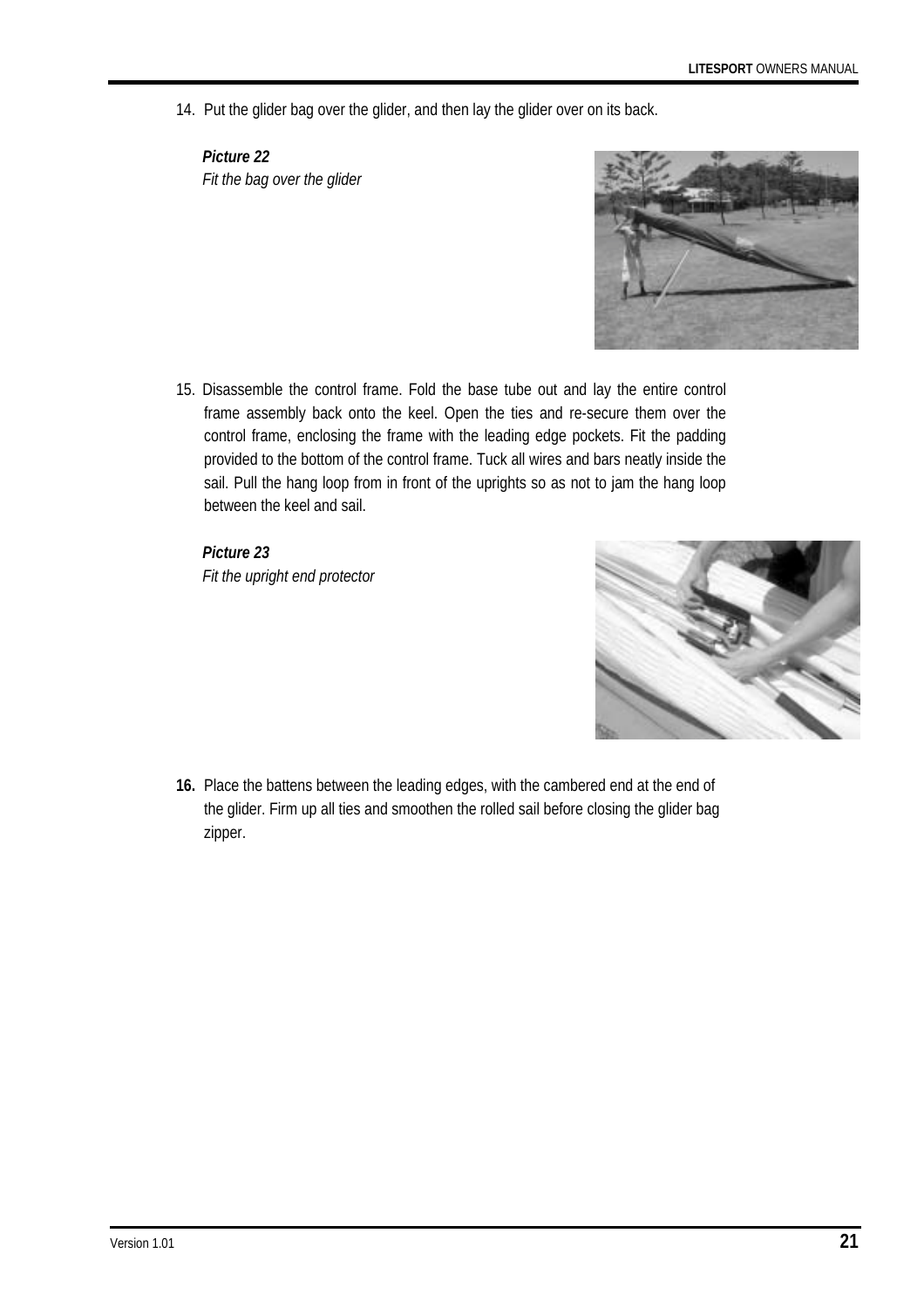14. Put the glider bag over the glider, and then lay the glider over on its back.

***Picture 22***
*Fit the bag over the glider*

15. Disassemble the control frame. Fold the base tube out and lay the entire control frame assembly back onto the keel. Open the ties and re-secure them over the control frame, enclosing the frame with the leading edge pockets. Fit the padding provided to the bottom of the control frame. Tuck all wires and bars neatly inside the sail. Pull the hang loop from in front of the uprights so as not to jam the hang loop between the keel and sail.

***Picture 23***
*Fit the upright end protector*

**16.** Place the battens between the leading edges, with the cambered end at the end of the glider. Firm up all ties and smoothen the rolled sail before closing the glider bag zipper.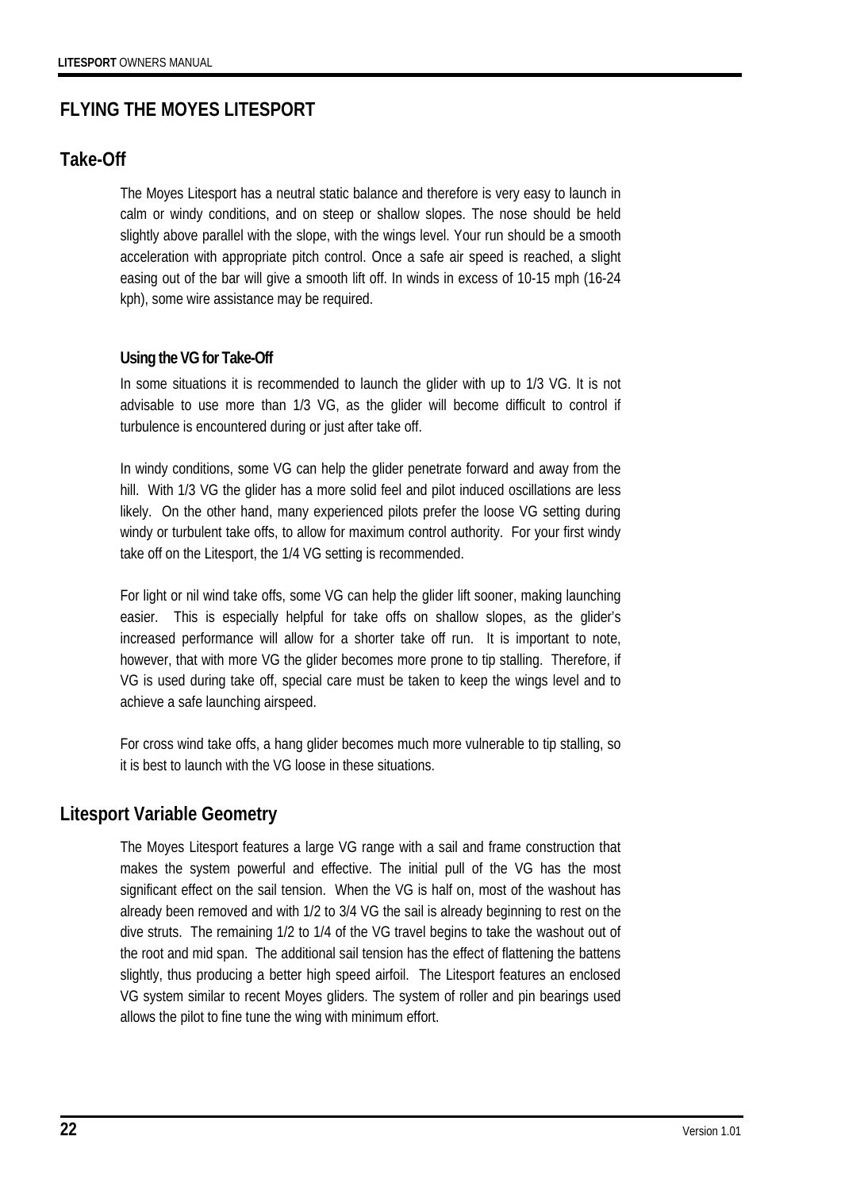# FLYING THE MOYES LITESPORT

## Take-Off

The Moyes Litesport has a neutral static balance and therefore is very easy to launch in calm or windy conditions, and on steep or shallow slopes. The nose should be held slightly above parallel with the slope, with the wings level. Your run should be a smooth acceleration with appropriate pitch control. Once a safe air speed is reached, a slight easing out of the bar will give a smooth lift off. In winds in excess of 10-15 mph (16-24 kph), some wire assistance may be required.

### Using the VG for Take-Off

In some situations it is recommended to launch the glider with up to 1/3 VG. It is not advisable to use more than 1/3 VG, as the glider will become difficult to control if turbulence is encountered during or just after take off.

In windy conditions, some VG can help the glider penetrate forward and away from the hill. With 1/3 VG the glider has a more solid feel and pilot induced oscillations are less likely. On the other hand, many experienced pilots prefer the loose VG setting during windy or turbulent take offs, to allow for maximum control authority. For your first windy take off on the Litesport, the 1/4 VG setting is recommended.

For light or nil wind take offs, some VG can help the glider lift sooner, making launching easier. This is especially helpful for take offs on shallow slopes, as the glider's increased performance will allow for a shorter take off run. It is important to note, however, that with more VG the glider becomes more prone to tip stalling. Therefore, if VG is used during take off, special care must be taken to keep the wings level and to achieve a safe launching airspeed.

For cross wind take offs, a hang glider becomes much more vulnerable to tip stalling, so it is best to launch with the VG loose in these situations.

## Litesport Variable Geometry

The Moyes Litesport features a large VG range with a sail and frame construction that makes the system powerful and effective. The initial pull of the VG has the most significant effect on the sail tension. When the VG is half on, most of the washout has already been removed and with 1/2 to 3/4 VG the sail is already beginning to rest on the dive struts. The remaining 1/2 to 1/4 of the VG travel begins to take the washout out of the root and mid span. The additional sail tension has the effect of flattening the battens slightly, thus producing a better high speed airfoil. The Litesport features an enclosed VG system similar to recent Moyes gliders. The system of roller and pin bearings used allows the pilot to fine tune the wing with minimum effort.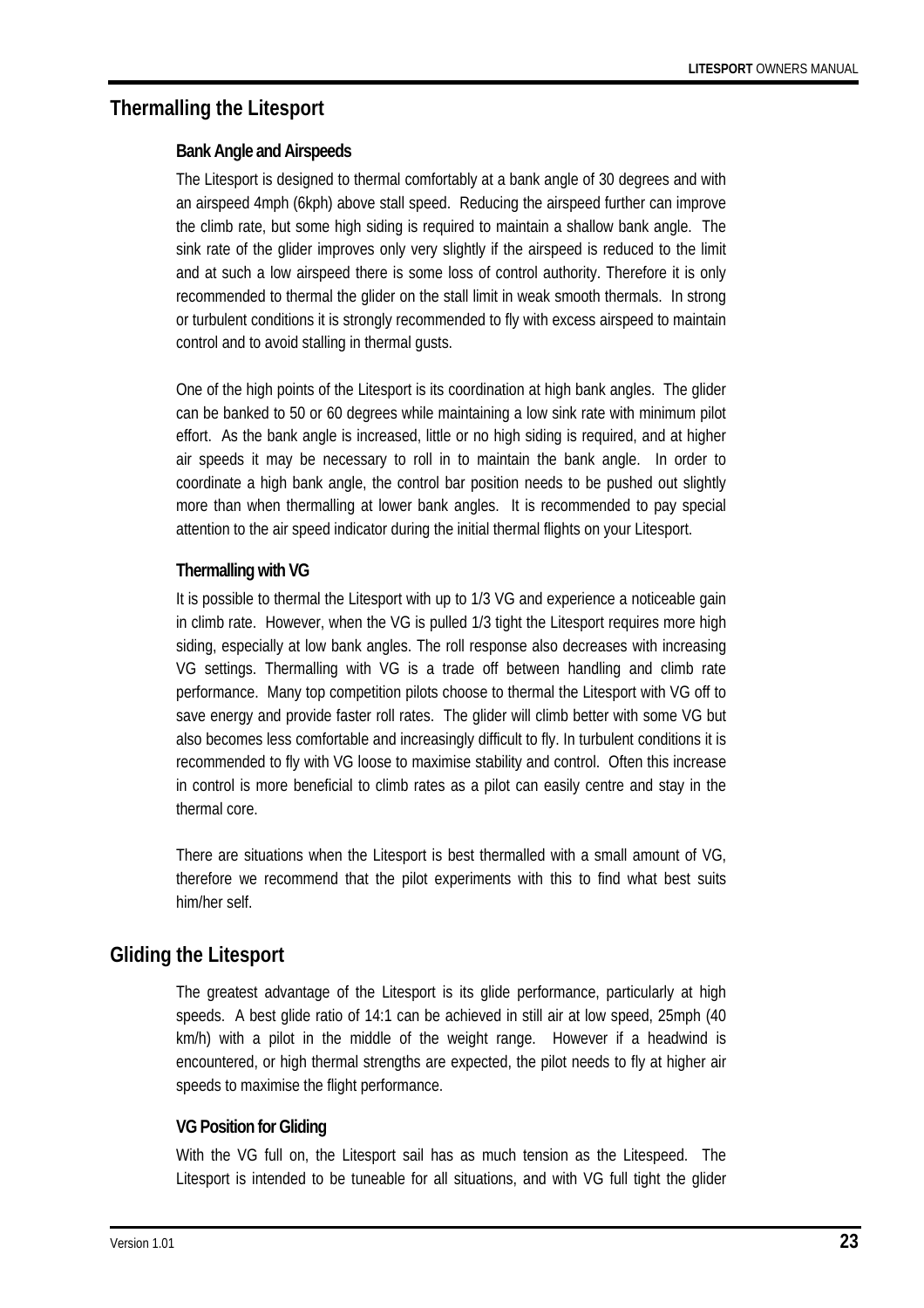## Thermalling the Litesport

### Bank Angle and Airspeeds

The Litesport is designed to thermal comfortably at a bank angle of 30 degrees and with an airspeed 4mph (6kph) above stall speed. Reducing the airspeed further can improve the climb rate, but some high siding is required to maintain a shallow bank angle. The sink rate of the glider improves only very slightly if the airspeed is reduced to the limit and at such a low airspeed there is some loss of control authority. Therefore it is only recommended to thermal the glider on the stall limit in weak smooth thermals. In strong or turbulent conditions it is strongly recommended to fly with excess airspeed to maintain control and to avoid stalling in thermal gusts.

One of the high points of the Litesport is its coordination at high bank angles. The glider can be banked to 50 or 60 degrees while maintaining a low sink rate with minimum pilot effort. As the bank angle is increased, little or no high siding is required, and at higher air speeds it may be necessary to roll in to maintain the bank angle. In order to coordinate a high bank angle, the control bar position needs to be pushed out slightly more than when thermalling at lower bank angles. It is recommended to pay special attention to the air speed indicator during the initial thermal flights on your Litesport.

### Thermalling with VG

It is possible to thermal the Litesport with up to 1/3 VG and experience a noticeable gain in climb rate. However, when the VG is pulled 1/3 tight the Litesport requires more high siding, especially at low bank angles. The roll response also decreases with increasing VG settings. Thermalling with VG is a trade off between handling and climb rate performance. Many top competition pilots choose to thermal the Litesport with VG off to save energy and provide faster roll rates. The glider will climb better with some VG but also becomes less comfortable and increasingly difficult to fly. In turbulent conditions it is recommended to fly with VG loose to maximise stability and control. Often this increase in control is more beneficial to climb rates as a pilot can easily centre and stay in the thermal core.

There are situations when the Litesport is best thermalled with a small amount of VG, therefore we recommend that the pilot experiments with this to find what best suits him/her self.

## Gliding the Litesport

The greatest advantage of the Litesport is its glide performance, particularly at high speeds. A best glide ratio of 14:1 can be achieved in still air at low speed, 25mph (40 km/h) with a pilot in the middle of the weight range. However if a headwind is encountered, or high thermal strengths are expected, the pilot needs to fly at higher air speeds to maximise the flight performance.

### VG Position for Gliding

With the VG full on, the Litesport sail has as much tension as the Litespeed. The Litesport is intended to be tuneable for all situations, and with VG full tight the glider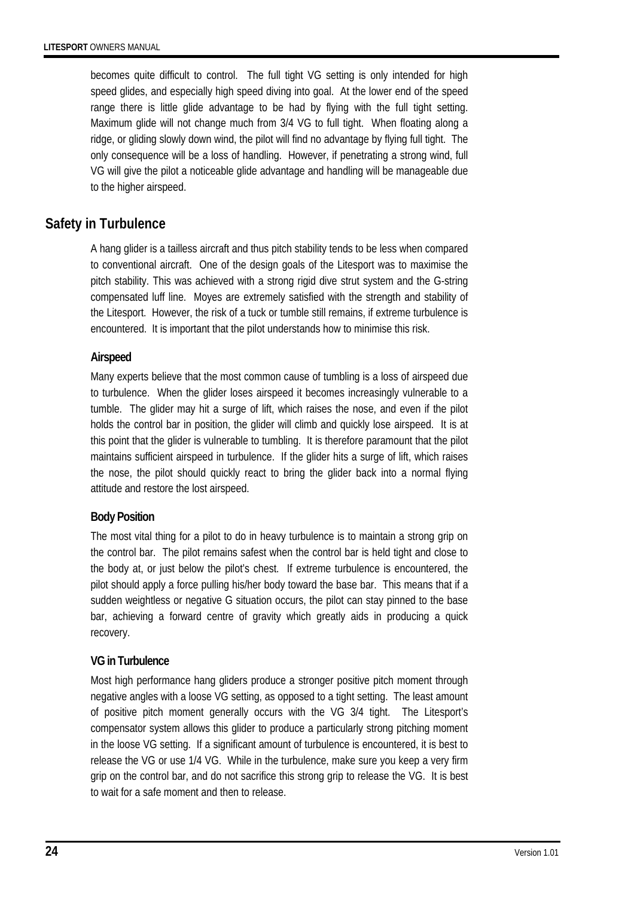becomes quite difficult to control. The full tight VG setting is only intended for high speed glides, and especially high speed diving into goal. At the lower end of the speed range there is little glide advantage to be had by flying with the full tight setting. Maximum glide will not change much from 3/4 VG to full tight. When floating along a ridge, or gliding slowly down wind, the pilot will find no advantage by flying full tight. The only consequence will be a loss of handling. However, if penetrating a strong wind, full VG will give the pilot a noticeable glide advantage and handling will be manageable due to the higher airspeed.

## Safety in Turbulence

A hang glider is a tailless aircraft and thus pitch stability tends to be less when compared to conventional aircraft. One of the design goals of the Litesport was to maximise the pitch stability. This was achieved with a strong rigid dive strut system and the G-string compensated luff line. Moyes are extremely satisfied with the strength and stability of the Litesport. However, the risk of a tuck or tumble still remains, if extreme turbulence is encountered. It is important that the pilot understands how to minimise this risk.

### Airspeed

Many experts believe that the most common cause of tumbling is a loss of airspeed due to turbulence. When the glider loses airspeed it becomes increasingly vulnerable to a tumble. The glider may hit a surge of lift, which raises the nose, and even if the pilot holds the control bar in position, the glider will climb and quickly lose airspeed. It is at this point that the glider is vulnerable to tumbling. It is therefore paramount that the pilot maintains sufficient airspeed in turbulence. If the glider hits a surge of lift, which raises the nose, the pilot should quickly react to bring the glider back into a normal flying attitude and restore the lost airspeed.

### Body Position

The most vital thing for a pilot to do in heavy turbulence is to maintain a strong grip on the control bar. The pilot remains safest when the control bar is held tight and close to the body at, or just below the pilot's chest. If extreme turbulence is encountered, the pilot should apply a force pulling his/her body toward the base bar. This means that if a sudden weightless or negative G situation occurs, the pilot can stay pinned to the base bar, achieving a forward centre of gravity which greatly aids in producing a quick recovery.

### VG in Turbulence

Most high performance hang gliders produce a stronger positive pitch moment through negative angles with a loose VG setting, as opposed to a tight setting. The least amount of positive pitch moment generally occurs with the VG 3/4 tight. The Litesport's compensator system allows this glider to produce a particularly strong pitching moment in the loose VG setting. If a significant amount of turbulence is encountered, it is best to release the VG or use 1/4 VG. While in the turbulence, make sure you keep a very firm grip on the control bar, and do not sacrifice this strong grip to release the VG. It is best to wait for a safe moment and then to release.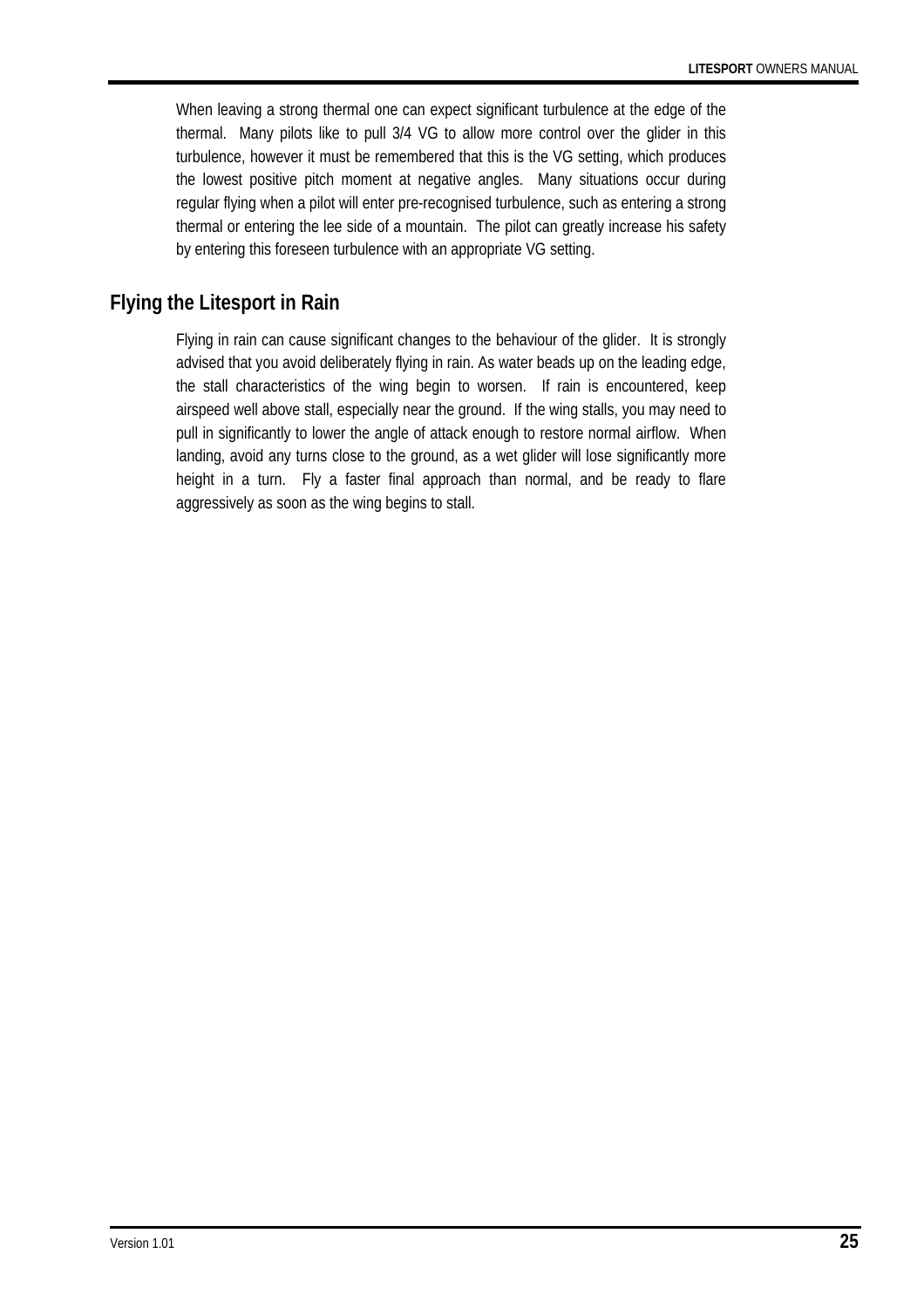When leaving a strong thermal one can expect significant turbulence at the edge of the thermal. Many pilots like to pull 3/4 VG to allow more control over the glider in this turbulence, however it must be remembered that this is the VG setting, which produces the lowest positive pitch moment at negative angles. Many situations occur during regular flying when a pilot will enter pre-recognised turbulence, such as entering a strong thermal or entering the lee side of a mountain. The pilot can greatly increase his safety by entering this foreseen turbulence with an appropriate VG setting.

## Flying the Litesport in Rain

Flying in rain can cause significant changes to the behaviour of the glider. It is strongly advised that you avoid deliberately flying in rain. As water beads up on the leading edge, the stall characteristics of the wing begin to worsen. If rain is encountered, keep airspeed well above stall, especially near the ground. If the wing stalls, you may need to pull in significantly to lower the angle of attack enough to restore normal airflow. When landing, avoid any turns close to the ground, as a wet glider will lose significantly more height in a turn. Fly a faster final approach than normal, and be ready to flare aggressively as soon as the wing begins to stall.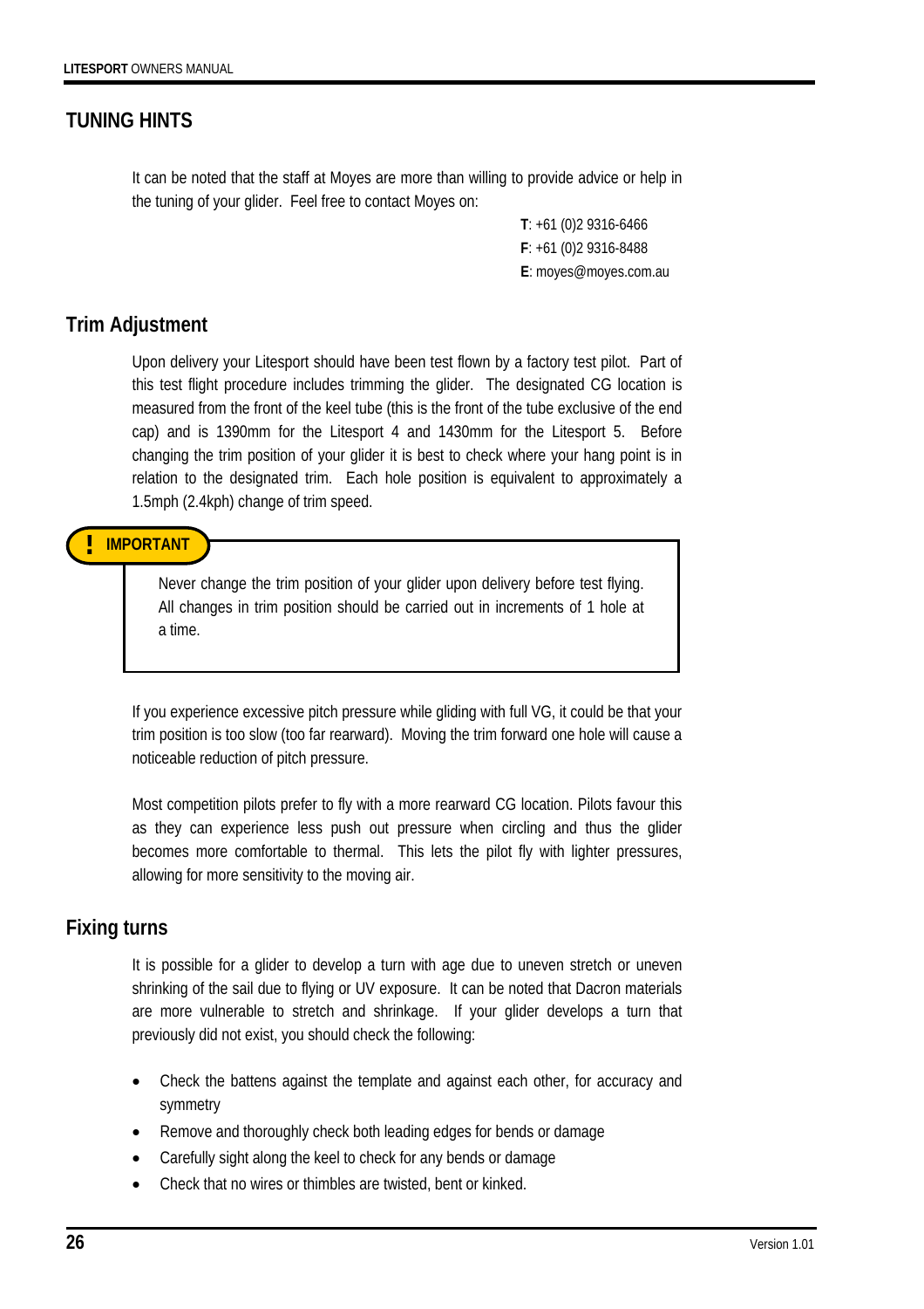## TUNING HINTS

It can be noted that the staff at Moyes are more than willing to provide advice or help in the tuning of your glider. Feel free to contact Moyes on:

**T**: +61 (0)2 9316-6466
**F**: +61 (0)2 9316-8488
**E**: moyes@moyes.com.au

### Trim Adjustment

Upon delivery your Litesport should have been test flown by a factory test pilot. Part of this test flight procedure includes trimming the glider. The designated CG location is measured from the front of the keel tube (this is the front of the tube exclusive of the end cap) and is 1390mm for the Litesport 4 and 1430mm for the Litesport 5. Before changing the trim position of your glider it is best to check where your hang point is in relation to the designated trim. Each hole position is equivalent to approximately a 1.5mph (2.4kph) change of trim speed.

> **! IMPORTANT**
>
> Never change the trim position of your glider upon delivery before test flying. All changes in trim position should be carried out in increments of 1 hole at a time.

If you experience excessive pitch pressure while gliding with full VG, it could be that your trim position is too slow (too far rearward). Moving the trim forward one hole will cause a noticeable reduction of pitch pressure.

Most competition pilots prefer to fly with a more rearward CG location. Pilots favour this as they can experience less push out pressure when circling and thus the glider becomes more comfortable to thermal. This lets the pilot fly with lighter pressures, allowing for more sensitivity to the moving air.

### Fixing turns

It is possible for a glider to develop a turn with age due to uneven stretch or uneven shrinking of the sail due to flying or UV exposure. It can be noted that Dacron materials are more vulnerable to stretch and shrinkage. If your glider develops a turn that previously did not exist, you should check the following:

- Check the battens against the template and against each other, for accuracy and symmetry
- Remove and thoroughly check both leading edges for bends or damage
- Carefully sight along the keel to check for any bends or damage
- Check that no wires or thimbles are twisted, bent or kinked.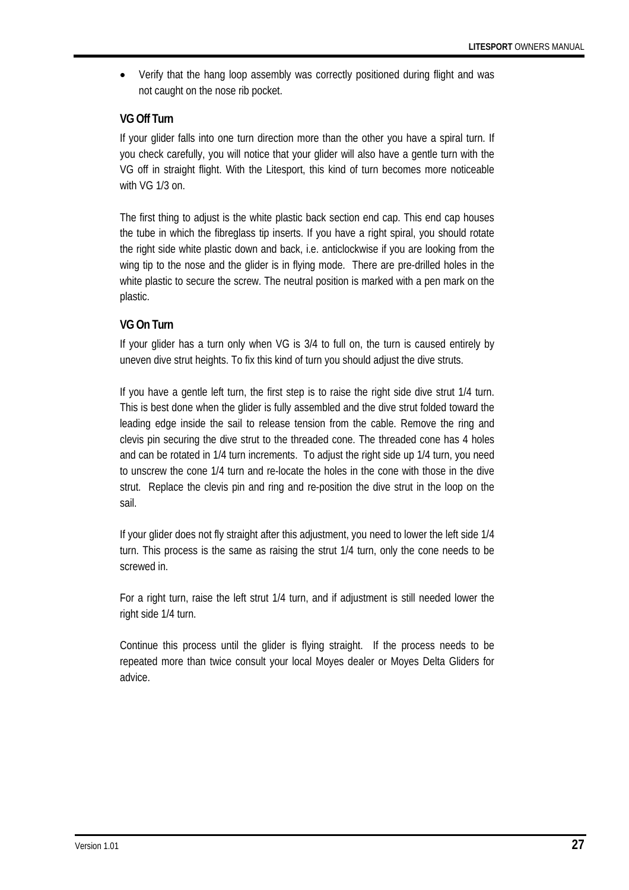- Verify that the hang loop assembly was correctly positioned during flight and was not caught on the nose rib pocket.

### VG Off Turn

If your glider falls into one turn direction more than the other you have a spiral turn. If you check carefully, you will notice that your glider will also have a gentle turn with the VG off in straight flight. With the Litesport, this kind of turn becomes more noticeable with VG 1/3 on.

The first thing to adjust is the white plastic back section end cap. This end cap houses the tube in which the fibreglass tip inserts. If you have a right spiral, you should rotate the right side white plastic down and back, i.e. anticlockwise if you are looking from the wing tip to the nose and the glider is in flying mode. There are pre-drilled holes in the white plastic to secure the screw. The neutral position is marked with a pen mark on the plastic.

### VG On Turn

If your glider has a turn only when VG is 3/4 to full on, the turn is caused entirely by uneven dive strut heights. To fix this kind of turn you should adjust the dive struts.

If you have a gentle left turn, the first step is to raise the right side dive strut 1/4 turn. This is best done when the glider is fully assembled and the dive strut folded toward the leading edge inside the sail to release tension from the cable. Remove the ring and clevis pin securing the dive strut to the threaded cone. The threaded cone has 4 holes and can be rotated in 1/4 turn increments. To adjust the right side up 1/4 turn, you need to unscrew the cone 1/4 turn and re-locate the holes in the cone with those in the dive strut. Replace the clevis pin and ring and re-position the dive strut in the loop on the sail.

If your glider does not fly straight after this adjustment, you need to lower the left side 1/4 turn. This process is the same as raising the strut 1/4 turn, only the cone needs to be screwed in.

For a right turn, raise the left strut 1/4 turn, and if adjustment is still needed lower the right side 1/4 turn.

Continue this process until the glider is flying straight. If the process needs to be repeated more than twice consult your local Moyes dealer or Moyes Delta Gliders for advice.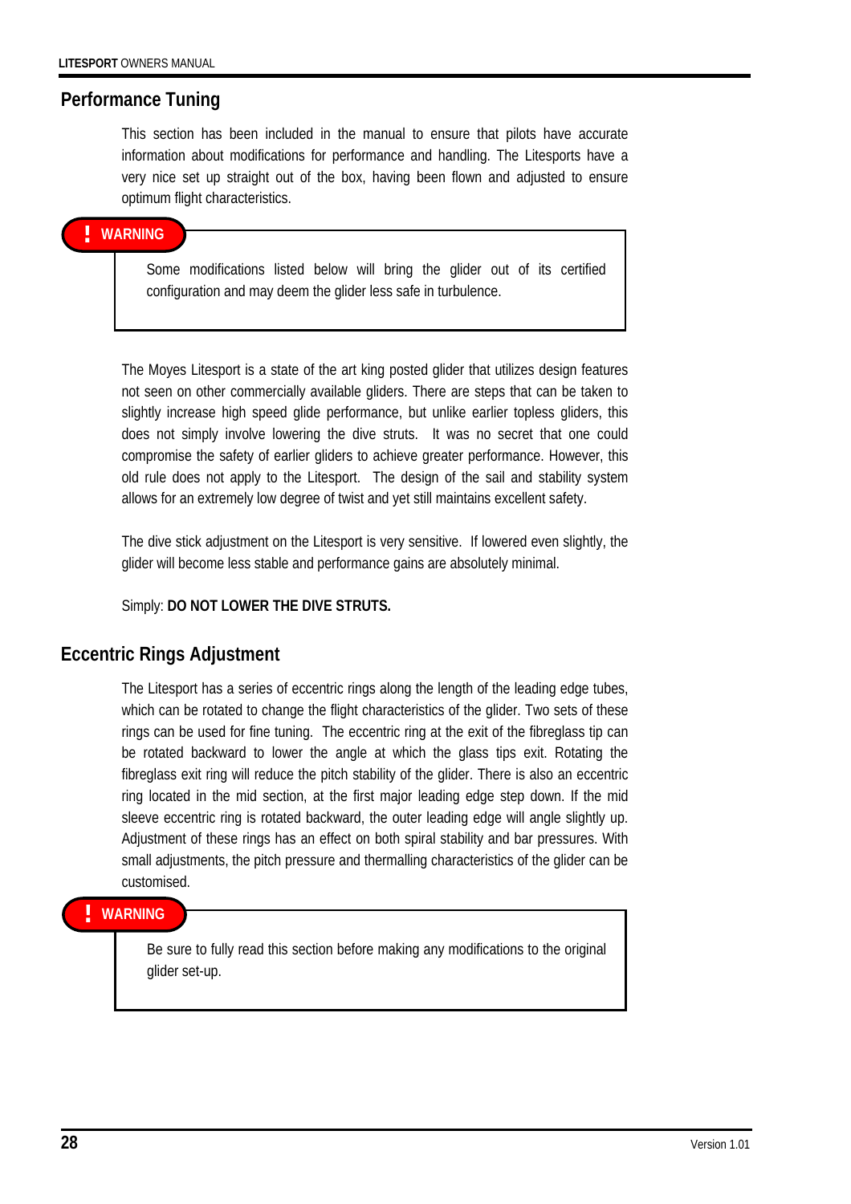## Performance Tuning

This section has been included in the manual to ensure that pilots have accurate information about modifications for performance and handling. The Litesports have a very nice set up straight out of the box, having been flown and adjusted to ensure optimum flight characteristics.

> **! WARNING**
>
> Some modifications listed below will bring the glider out of its certified configuration and may deem the glider less safe in turbulence.

The Moyes Litesport is a state of the art king posted glider that utilizes design features not seen on other commercially available gliders. There are steps that can be taken to slightly increase high speed glide performance, but unlike earlier topless gliders, this does not simply involve lowering the dive struts. It was no secret that one could compromise the safety of earlier gliders to achieve greater performance. However, this old rule does not apply to the Litesport. The design of the sail and stability system allows for an extremely low degree of twist and yet still maintains excellent safety.

The dive stick adjustment on the Litesport is very sensitive. If lowered even slightly, the glider will become less stable and performance gains are absolutely minimal.

Simply: **DO NOT LOWER THE DIVE STRUTS.**

## Eccentric Rings Adjustment

The Litesport has a series of eccentric rings along the length of the leading edge tubes, which can be rotated to change the flight characteristics of the glider. Two sets of these rings can be used for fine tuning. The eccentric ring at the exit of the fibreglass tip can be rotated backward to lower the angle at which the glass tips exit. Rotating the fibreglass exit ring will reduce the pitch stability of the glider. There is also an eccentric ring located in the mid section, at the first major leading edge step down. If the mid sleeve eccentric ring is rotated backward, the outer leading edge will angle slightly up. Adjustment of these rings has an effect on both spiral stability and bar pressures. With small adjustments, the pitch pressure and thermalling characteristics of the glider can be customised.

> **! WARNING**
>
> Be sure to fully read this section before making any modifications to the original glider set-up.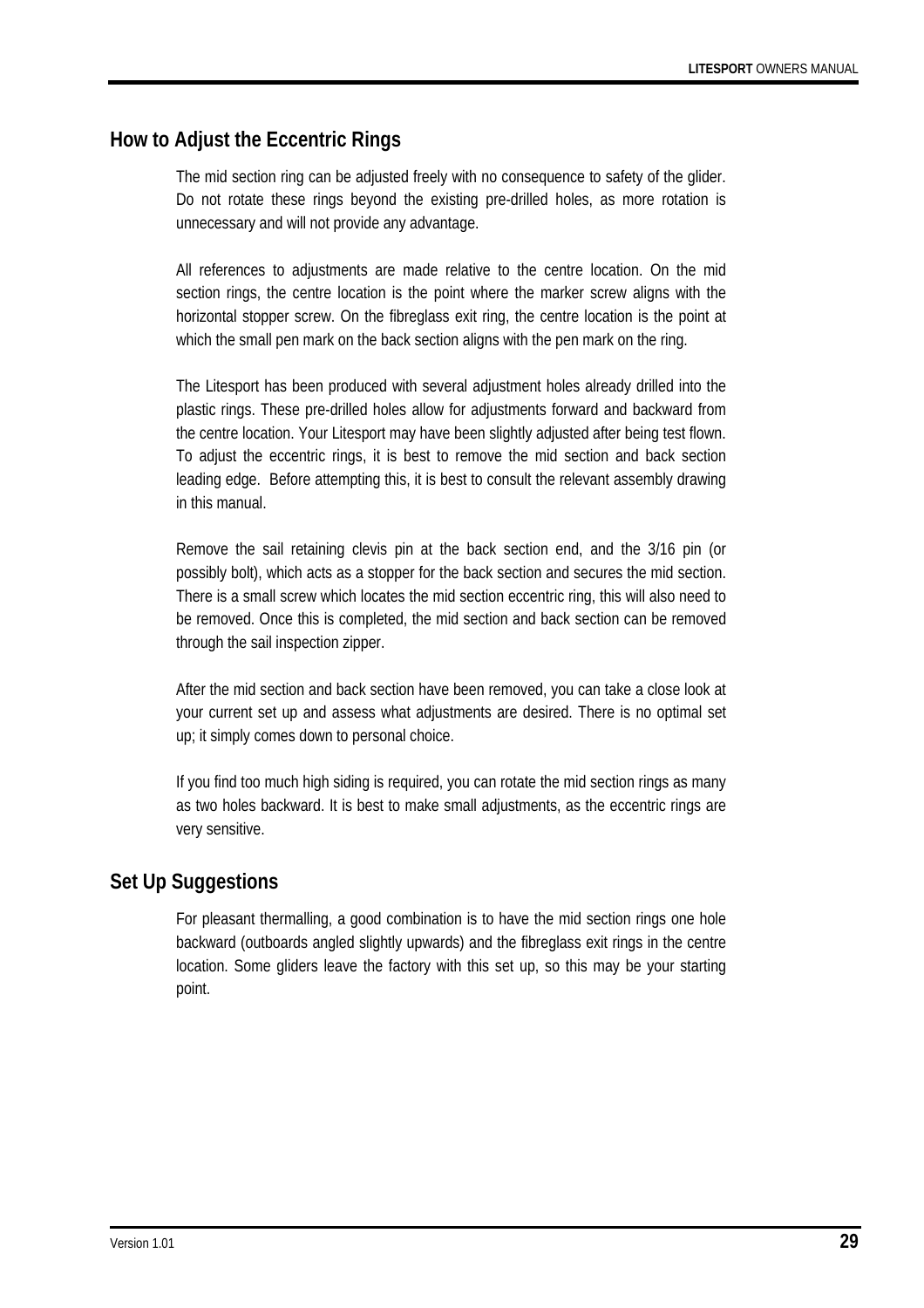## How to Adjust the Eccentric Rings

The mid section ring can be adjusted freely with no consequence to safety of the glider. Do not rotate these rings beyond the existing pre-drilled holes, as more rotation is unnecessary and will not provide any advantage.

All references to adjustments are made relative to the centre location. On the mid section rings, the centre location is the point where the marker screw aligns with the horizontal stopper screw. On the fibreglass exit ring, the centre location is the point at which the small pen mark on the back section aligns with the pen mark on the ring.

The Litesport has been produced with several adjustment holes already drilled into the plastic rings. These pre-drilled holes allow for adjustments forward and backward from the centre location. Your Litesport may have been slightly adjusted after being test flown. To adjust the eccentric rings, it is best to remove the mid section and back section leading edge. Before attempting this, it is best to consult the relevant assembly drawing in this manual.

Remove the sail retaining clevis pin at the back section end, and the 3/16 pin (or possibly bolt), which acts as a stopper for the back section and secures the mid section. There is a small screw which locates the mid section eccentric ring, this will also need to be removed. Once this is completed, the mid section and back section can be removed through the sail inspection zipper.

After the mid section and back section have been removed, you can take a close look at your current set up and assess what adjustments are desired. There is no optimal set up; it simply comes down to personal choice.

If you find too much high siding is required, you can rotate the mid section rings as many as two holes backward. It is best to make small adjustments, as the eccentric rings are very sensitive.

## Set Up Suggestions

For pleasant thermalling, a good combination is to have the mid section rings one hole backward (outboards angled slightly upwards) and the fibreglass exit rings in the centre location. Some gliders leave the factory with this set up, so this may be your starting point.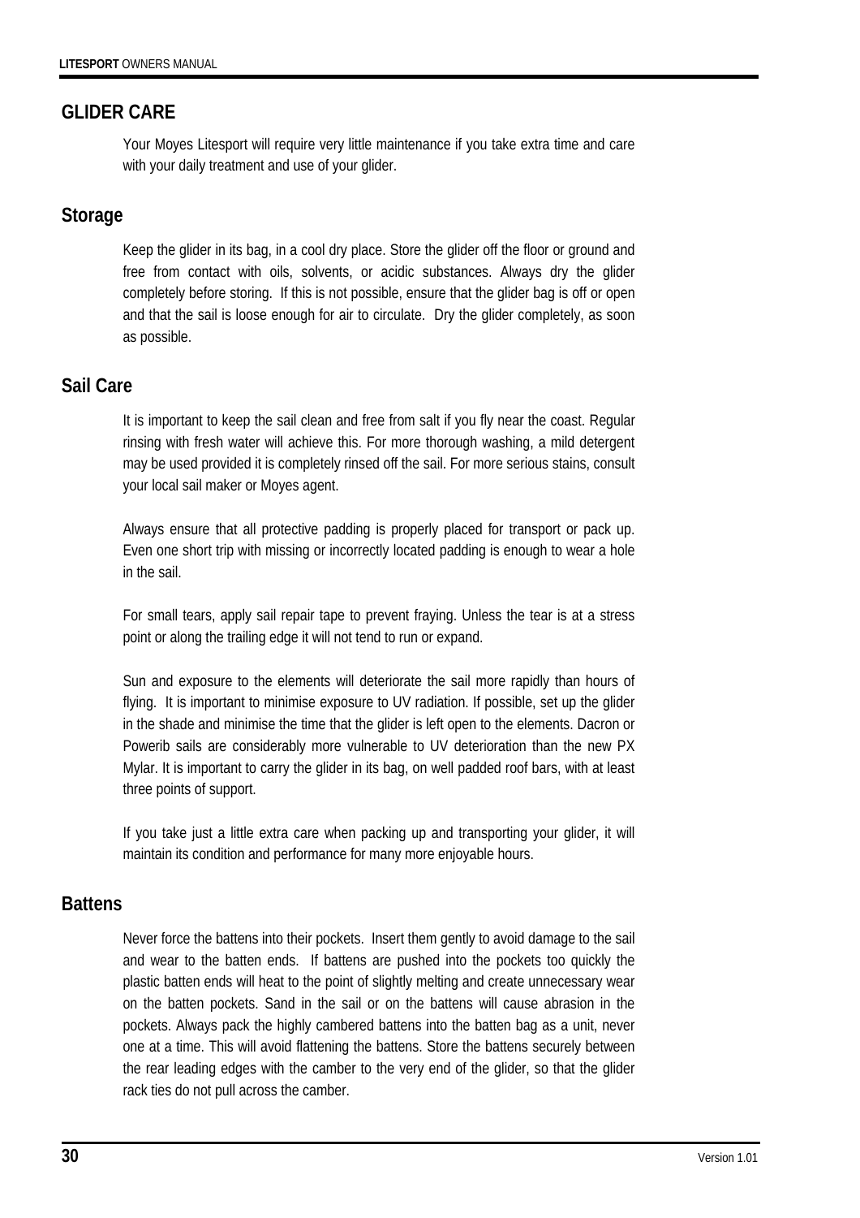## GLIDER CARE

Your Moyes Litesport will require very little maintenance if you take extra time and care with your daily treatment and use of your glider.

### Storage

Keep the glider in its bag, in a cool dry place. Store the glider off the floor or ground and free from contact with oils, solvents, or acidic substances. Always dry the glider completely before storing. If this is not possible, ensure that the glider bag is off or open and that the sail is loose enough for air to circulate. Dry the glider completely, as soon as possible.

### Sail Care

It is important to keep the sail clean and free from salt if you fly near the coast. Regular rinsing with fresh water will achieve this. For more thorough washing, a mild detergent may be used provided it is completely rinsed off the sail. For more serious stains, consult your local sail maker or Moyes agent.

Always ensure that all protective padding is properly placed for transport or pack up. Even one short trip with missing or incorrectly located padding is enough to wear a hole in the sail.

For small tears, apply sail repair tape to prevent fraying. Unless the tear is at a stress point or along the trailing edge it will not tend to run or expand.

Sun and exposure to the elements will deteriorate the sail more rapidly than hours of flying. It is important to minimise exposure to UV radiation. If possible, set up the glider in the shade and minimise the time that the glider is left open to the elements. Dacron or Powerib sails are considerably more vulnerable to UV deterioration than the new PX Mylar. It is important to carry the glider in its bag, on well padded roof bars, with at least three points of support.

If you take just a little extra care when packing up and transporting your glider, it will maintain its condition and performance for many more enjoyable hours.

### Battens

Never force the battens into their pockets. Insert them gently to avoid damage to the sail and wear to the batten ends. If battens are pushed into the pockets too quickly the plastic batten ends will heat to the point of slightly melting and create unnecessary wear on the batten pockets. Sand in the sail or on the battens will cause abrasion in the pockets. Always pack the highly cambered battens into the batten bag as a unit, never one at a time. This will avoid flattening the battens. Store the battens securely between the rear leading edges with the camber to the very end of the glider, so that the glider rack ties do not pull across the camber.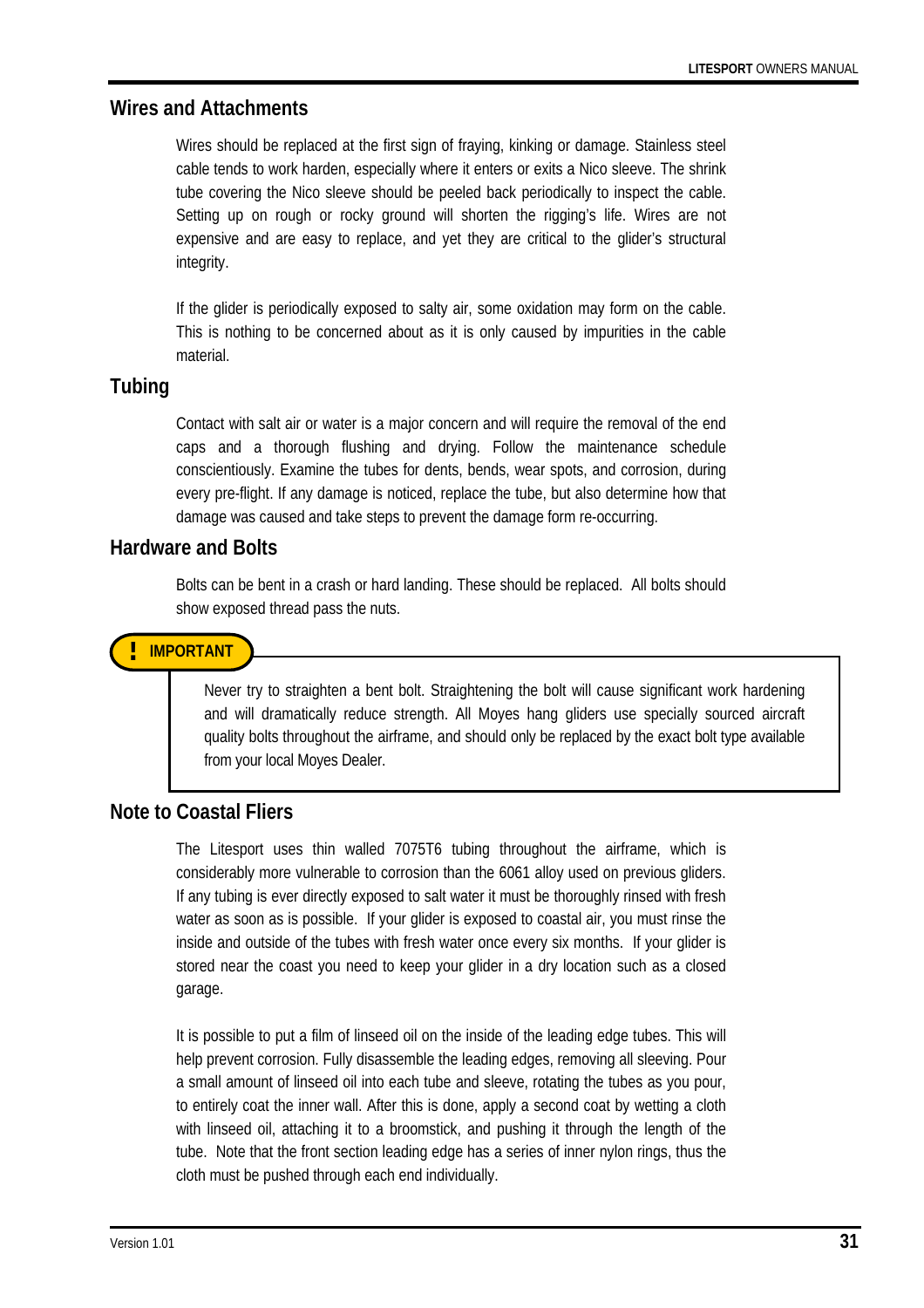## Wires and Attachments

Wires should be replaced at the first sign of fraying, kinking or damage. Stainless steel cable tends to work harden, especially where it enters or exits a Nico sleeve. The shrink tube covering the Nico sleeve should be peeled back periodically to inspect the cable. Setting up on rough or rocky ground will shorten the rigging's life. Wires are not expensive and are easy to replace, and yet they are critical to the glider's structural integrity.

If the glider is periodically exposed to salty air, some oxidation may form on the cable. This is nothing to be concerned about as it is only caused by impurities in the cable material.

## Tubing

Contact with salt air or water is a major concern and will require the removal of the end caps and a thorough flushing and drying. Follow the maintenance schedule conscientiously. Examine the tubes for dents, bends, wear spots, and corrosion, during every pre-flight. If any damage is noticed, replace the tube, but also determine how that damage was caused and take steps to prevent the damage form re-occurring.

## Hardware and Bolts

Bolts can be bent in a crash or hard landing. These should be replaced. All bolts should show exposed thread pass the nuts.

**! IMPORTANT**

Never try to straighten a bent bolt. Straightening the bolt will cause significant work hardening and will dramatically reduce strength. All Moyes hang gliders use specially sourced aircraft quality bolts throughout the airframe, and should only be replaced by the exact bolt type available from your local Moyes Dealer.

## Note to Coastal Fliers

The Litesport uses thin walled 7075T6 tubing throughout the airframe, which is considerably more vulnerable to corrosion than the 6061 alloy used on previous gliders. If any tubing is ever directly exposed to salt water it must be thoroughly rinsed with fresh water as soon as is possible. If your glider is exposed to coastal air, you must rinse the inside and outside of the tubes with fresh water once every six months. If your glider is stored near the coast you need to keep your glider in a dry location such as a closed garage.

It is possible to put a film of linseed oil on the inside of the leading edge tubes. This will help prevent corrosion. Fully disassemble the leading edges, removing all sleeving. Pour a small amount of linseed oil into each tube and sleeve, rotating the tubes as you pour, to entirely coat the inner wall. After this is done, apply a second coat by wetting a cloth with linseed oil, attaching it to a broomstick, and pushing it through the length of the tube. Note that the front section leading edge has a series of inner nylon rings, thus the cloth must be pushed through each end individually.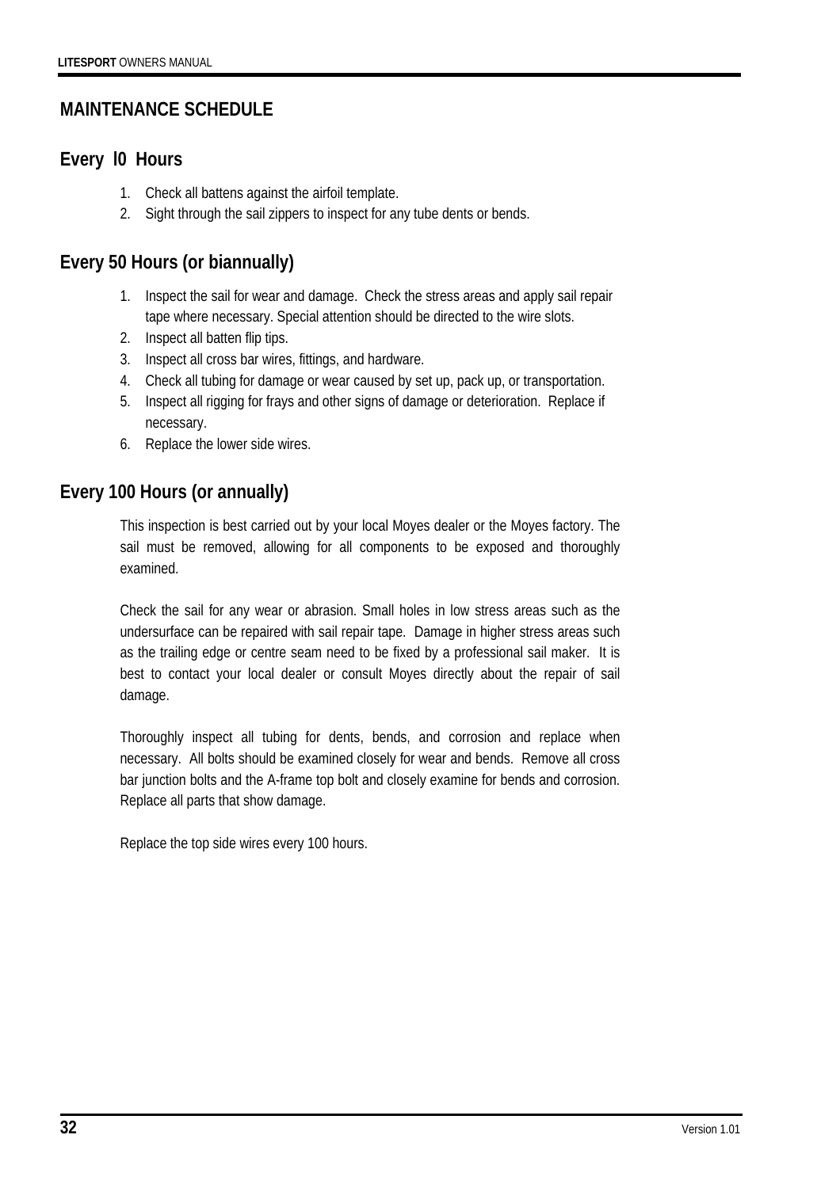## MAINTENANCE SCHEDULE

### Every l0 Hours

1. Check all battens against the airfoil template.
2. Sight through the sail zippers to inspect for any tube dents or bends.

### Every 50 Hours (or biannually)

1. Inspect the sail for wear and damage. Check the stress areas and apply sail repair tape where necessary. Special attention should be directed to the wire slots.
2. Inspect all batten flip tips.
3. Inspect all cross bar wires, fittings, and hardware.
4. Check all tubing for damage or wear caused by set up, pack up, or transportation.
5. Inspect all rigging for frays and other signs of damage or deterioration. Replace if necessary.
6. Replace the lower side wires.

### Every 100 Hours (or annually)

This inspection is best carried out by your local Moyes dealer or the Moyes factory. The sail must be removed, allowing for all components to be exposed and thoroughly examined.

Check the sail for any wear or abrasion. Small holes in low stress areas such as the undersurface can be repaired with sail repair tape. Damage in higher stress areas such as the trailing edge or centre seam need to be fixed by a professional sail maker. It is best to contact your local dealer or consult Moyes directly about the repair of sail damage.

Thoroughly inspect all tubing for dents, bends, and corrosion and replace when necessary. All bolts should be examined closely for wear and bends. Remove all cross bar junction bolts and the A-frame top bolt and closely examine for bends and corrosion. Replace all parts that show damage.

Replace the top side wires every 100 hours.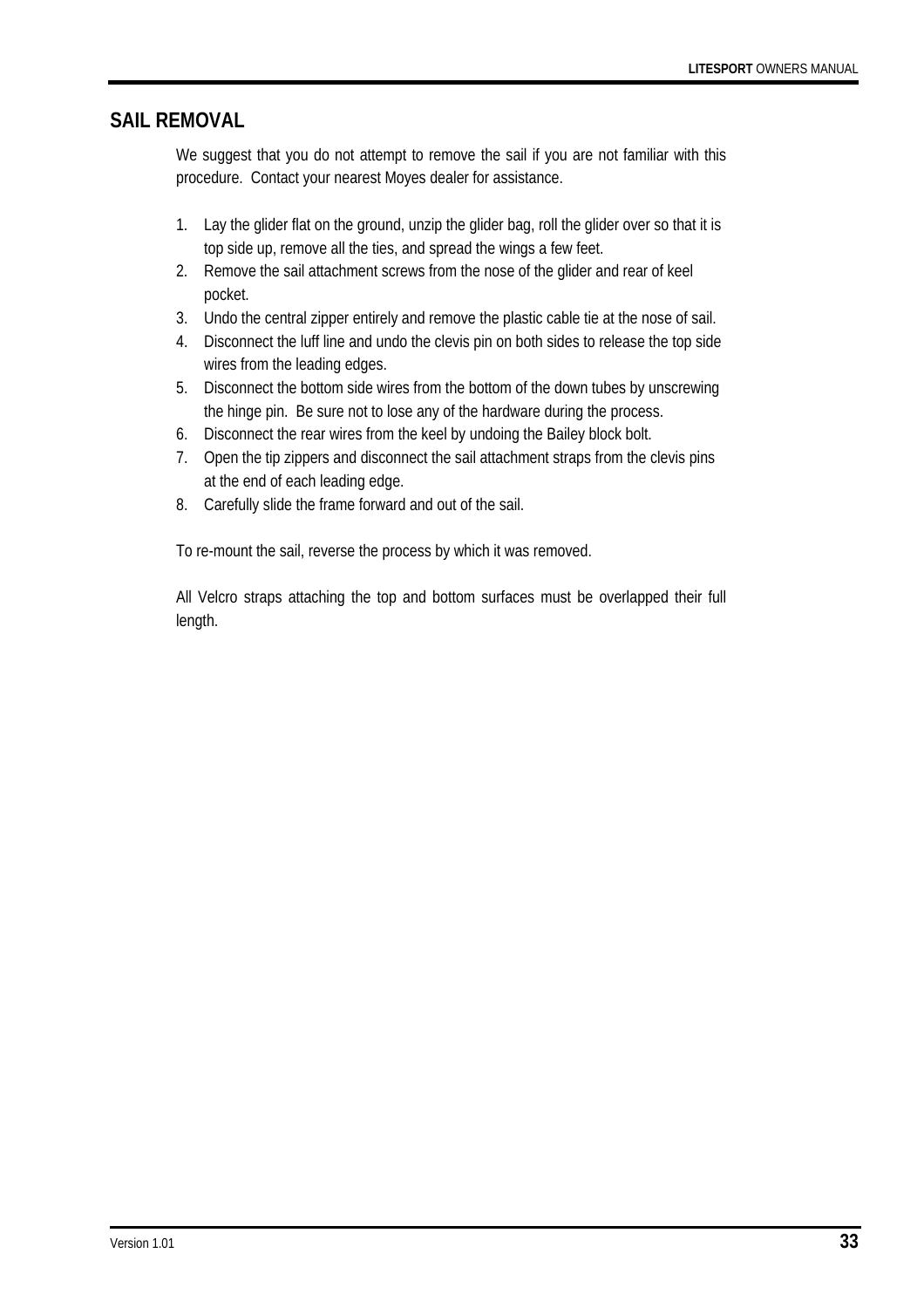## SAIL REMOVAL

We suggest that you do not attempt to remove the sail if you are not familiar with this procedure. Contact your nearest Moyes dealer for assistance.

1. Lay the glider flat on the ground, unzip the glider bag, roll the glider over so that it is top side up, remove all the ties, and spread the wings a few feet.
2. Remove the sail attachment screws from the nose of the glider and rear of keel pocket.
3. Undo the central zipper entirely and remove the plastic cable tie at the nose of sail.
4. Disconnect the luff line and undo the clevis pin on both sides to release the top side wires from the leading edges.
5. Disconnect the bottom side wires from the bottom of the down tubes by unscrewing the hinge pin. Be sure not to lose any of the hardware during the process.
6. Disconnect the rear wires from the keel by undoing the Bailey block bolt.
7. Open the tip zippers and disconnect the sail attachment straps from the clevis pins at the end of each leading edge.
8. Carefully slide the frame forward and out of the sail.

To re-mount the sail, reverse the process by which it was removed.

All Velcro straps attaching the top and bottom surfaces must be overlapped their full length.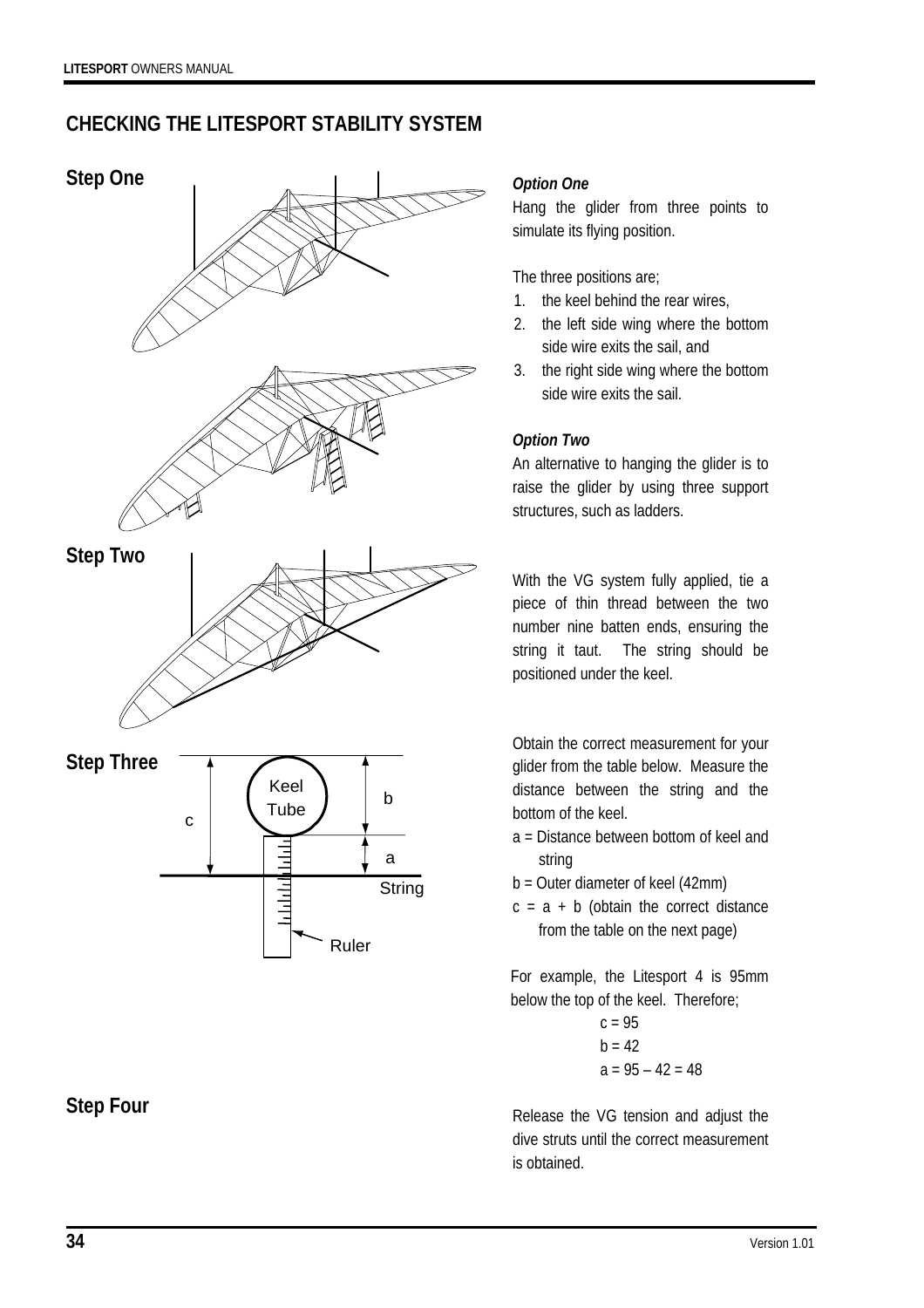## CHECKING THE LITESPORT STABILITY SYSTEM

### Step One

***Option One***

Hang the glider from three points to simulate its flying position.

The three positions are;

1. the keel behind the rear wires,
2. the left side wing where the bottom side wire exits the sail, and
3. the right side wing where the bottom side wire exits the sail.

***Option Two***

An alternative to hanging the glider is to raise the glider by using three support structures, such as ladders.

### Step Two

With the VG system fully applied, tie a piece of thin thread between the two number nine batten ends, ensuring the string it taut. The string should be positioned under the keel.

### Step Three

Keel Tube

b

c

a

String

Ruler

Obtain the correct measurement for your glider from the table below. Measure the distance between the string and the bottom of the keel.

a = Distance between bottom of keel and string

b = Outer diameter of keel (42mm)

c = a + b (obtain the correct distance from the table on the next page)

For example, the Litesport 4 is 95mm below the top of the keel. Therefore;

c = 95

b = 42

a = 95 – 42 = 48

### Step Four

Release the VG tension and adjust the dive struts until the correct measurement is obtained.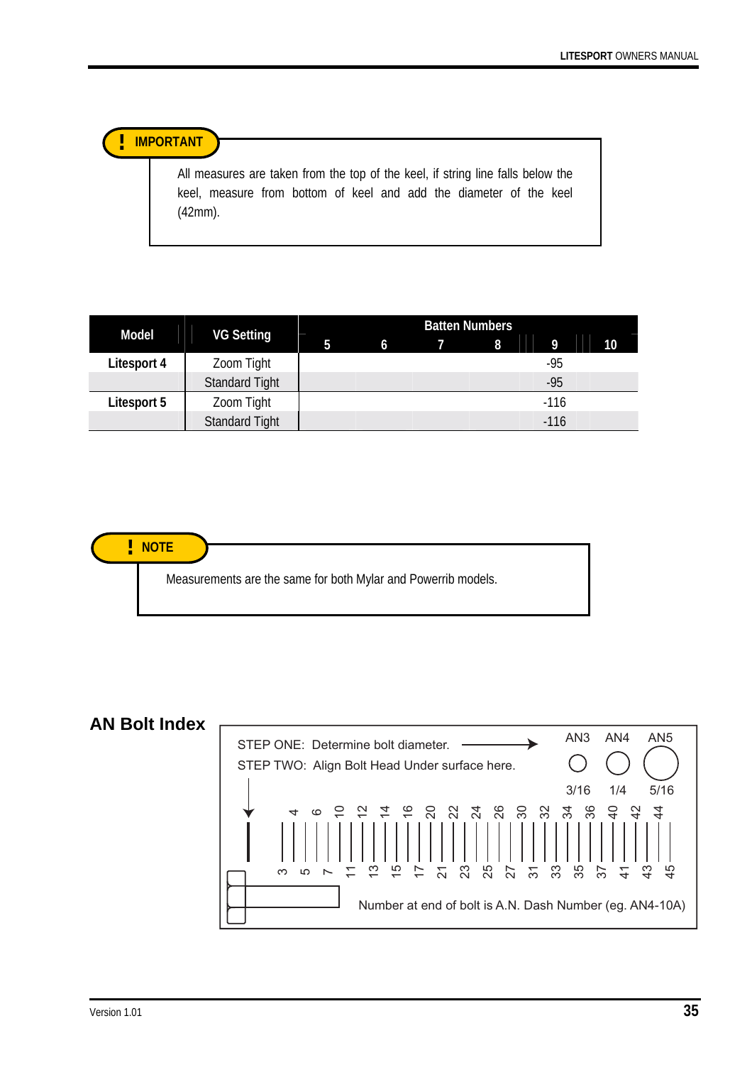> **! IMPORTANT**
>
> All measures are taken from the top of the keel, if string line falls below the keel, measure from bottom of keel and add the diameter of the keel (42mm).

| Model | VG Setting | Batten Numbers | | | | | |
|---|---|---|---|---|---|---|---|
| | | 5 | 6 | 7 | 8 | 9 | 10 |
| Litesport 4 | Zoom Tight | | | | | -95 | |
| | Standard Tight | | | | | -95 | |
| Litesport 5 | Zoom Tight | | | | | -116 | |
| | Standard Tight | | | | | -116 | |

> **! NOTE**
>
> Measurements are the same for both Mylar and Powerrib models.

## AN Bolt Index

STEP ONE: Determine bolt diameter. →

| AN3 | AN4 | AN5 |
|---|---|---|
| 3/16 | 1/4 | 5/16 |

STEP TWO: Align Bolt Head Under surface here.

Scale (upper): 4, 6, 10, 12, 14, 16, 20, 22, 24, 26, 30, 32, 34, 36, 40, 42, 44

Scale (lower): 3, 5, 7, 11, 13, 15, 17, 21, 23, 25, 27, 31, 33, 35, 37, 41, 43, 45

Number at end of bolt is A.N. Dash Number (eg. AN4-10A)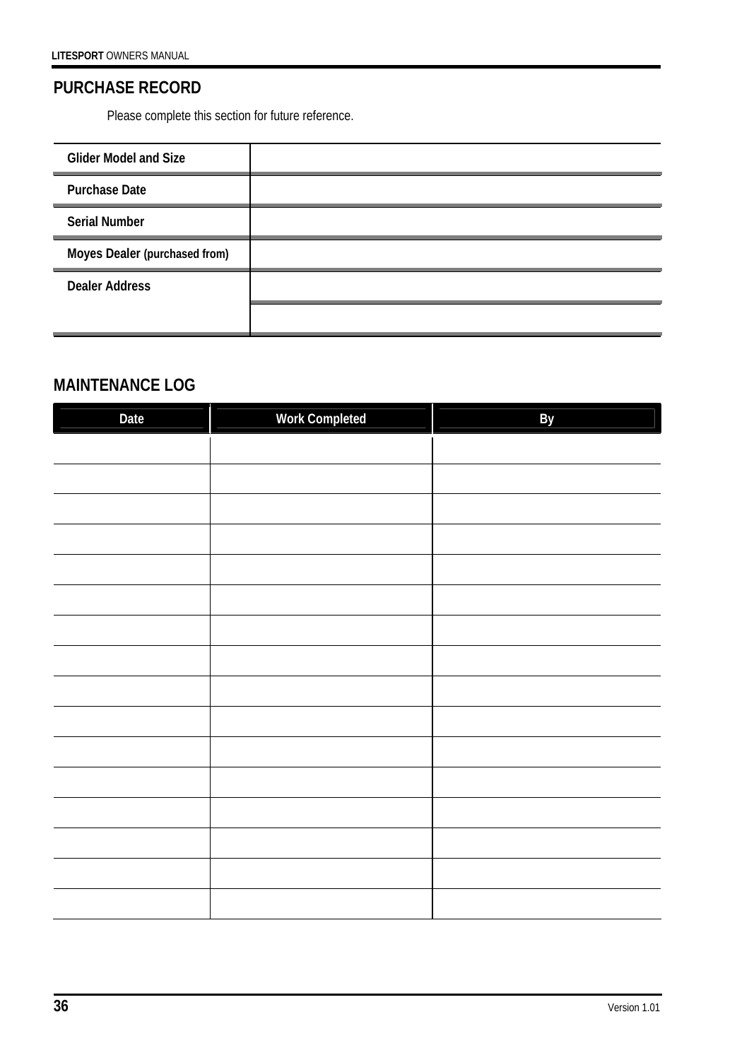## PURCHASE RECORD

Please complete this section for future reference.

| | |
|---|---|
| **Glider Model and Size** | |
| **Purchase Date** | |
| **Serial Number** | |
| **Moyes Dealer (purchased from)** | |
| **Dealer Address** | |
| | |

## MAINTENANCE LOG

| Date | Work Completed | By |
|---|---|---|
| | | |
| | | |
| | | |
| | | |
| | | |
| | | |
| | | |
| | | |
| | | |
| | | |
| | | |
| | | |
| | | |
| | | |
| | | |
| | | |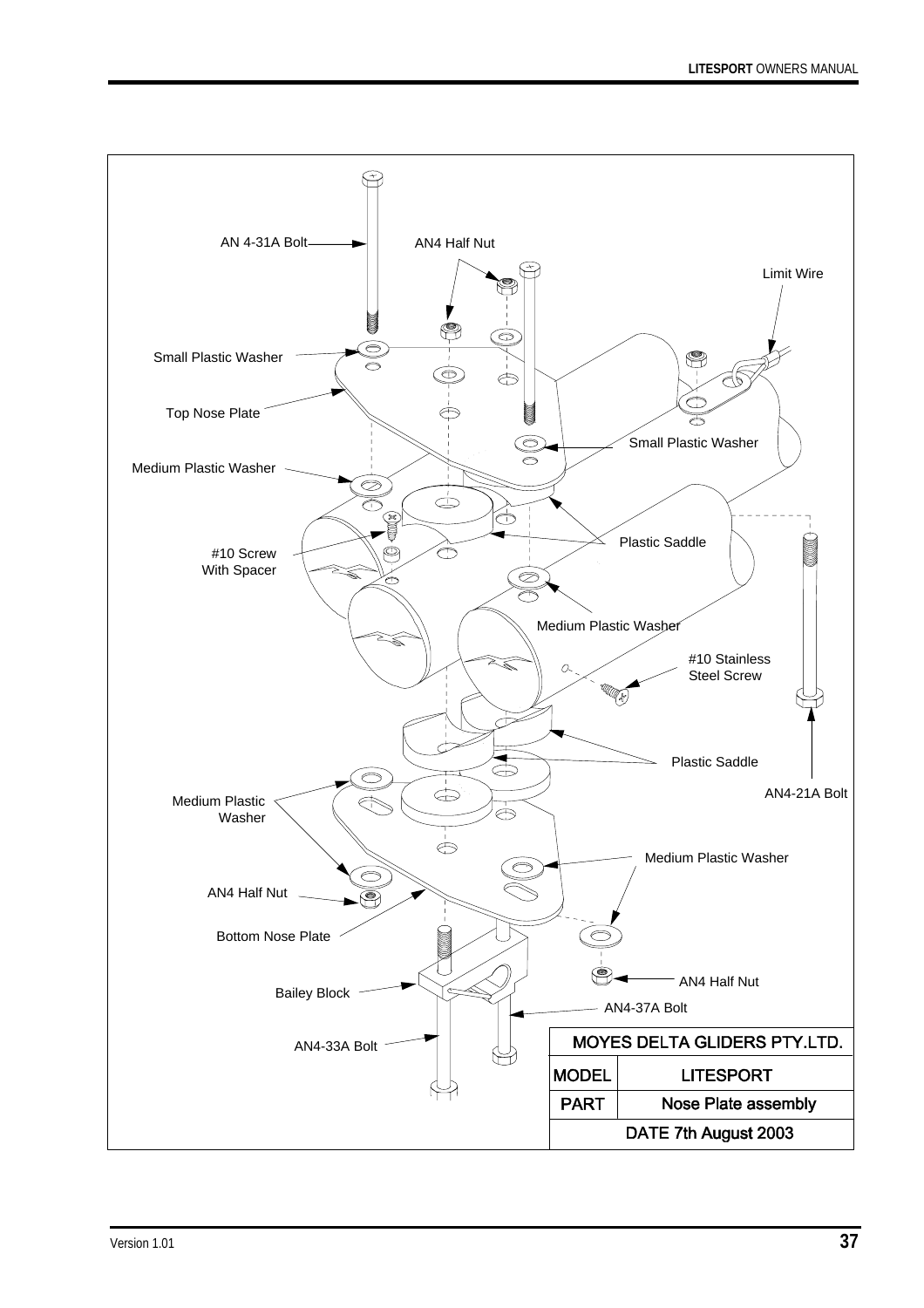AN 4-31A Bolt

AN4 Half Nut

Limit Wire

Small Plastic Washer

Top Nose Plate

Small Plastic Washer

Medium Plastic Washer

Plastic Saddle

#10 Screw
With Spacer

Medium Plastic Washer

#10 Stainless
Steel Screw

Plastic Saddle

AN4-21A Bolt

Medium Plastic
Washer

Medium Plastic Washer

AN4 Half Nut

Bottom Nose Plate

AN4 Half Nut

Bailey Block

AN4-37A Bolt

AN4-33A Bolt

| MOYES DELTA GLIDERS PTY.LTD. | |
|---|---|
| MODEL | LITESPORT |
| PART | Nose Plate assembly |
| DATE 7th August 2003 | |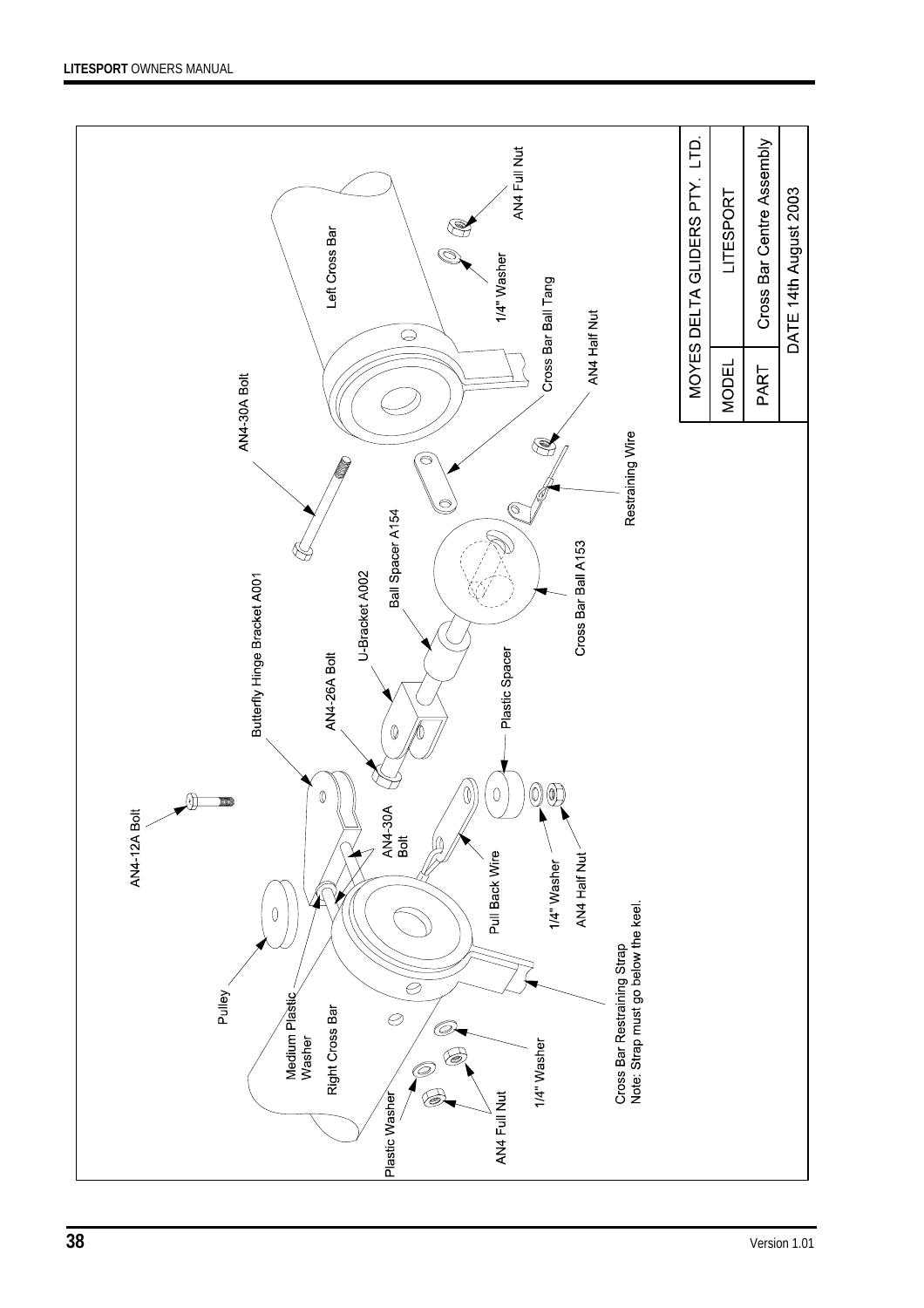| MOYES DELTA GLIDERS PTY. LTD. | |
| --- | --- |
| MODEL | LITESPORT |
| PART | Cross Bar Centre Assembly |
| | DATE 14th August 2003 |

Left Cross Bar

AN4 Full Nut

1/4" Washer

Cross Bar Ball Tang

AN4 Half Nut

AN4-30A Bolt

Restraining Wire

Ball Spacer A154

Cross Bar Ball A153

U-Bracket A002

Plastic Spacer

AN4-26A Bolt

Butterfly Hinge Bracket A001

AN4-30A Bolt

AN4-12A Bolt

Pull Back Wire

1/4" Washer

AN4 Half Nut

Pulley

Medium Plastic Washer

Right Cross Bar

Plastic Washer

AN4 Full Nut

1/4" Washer

Cross Bar Restraining Strap
Note: Strap must go below the keel.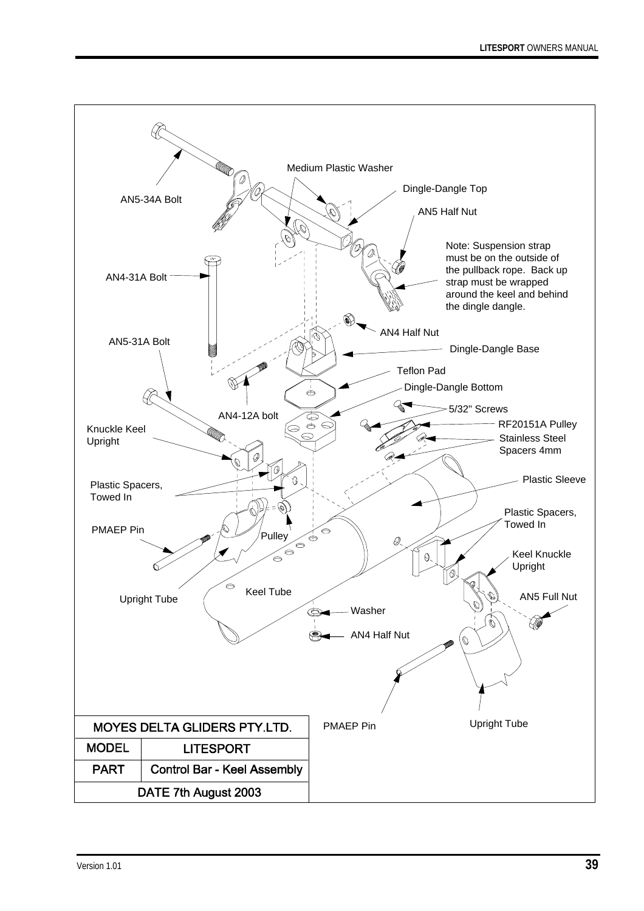AN5-34A Bolt

Medium Plastic Washer

Dingle-Dangle Top

AN5 Half Nut

Note: Suspension strap must be on the outside of the pullback rope. Back up strap must be wrapped around the keel and behind the dingle dangle.

AN4-31A Bolt

AN4 Half Nut

AN5-31A Bolt

Dingle-Dangle Base

Teflon Pad

Dingle-Dangle Bottom

AN4-12A bolt

5/32" Screws

RF20151A Pulley

Knuckle Keel Upright

Stainless Steel Spacers 4mm

Plastic Spacers, Towed In

Plastic Sleeve

Plastic Spacers, Towed In

PMAEP Pin

Pulley

Keel Knuckle Upright

Keel Tube

Upright Tube

AN5 Full Nut

Washer

AN4 Half Nut

| MOYES DELTA GLIDERS PTY.LTD. | |
|---|---|
| MODEL | LITESPORT |
| PART | Control Bar - Keel Assembly |
| DATE 7th August 2003 | |

PMAEP Pin

Upright Tube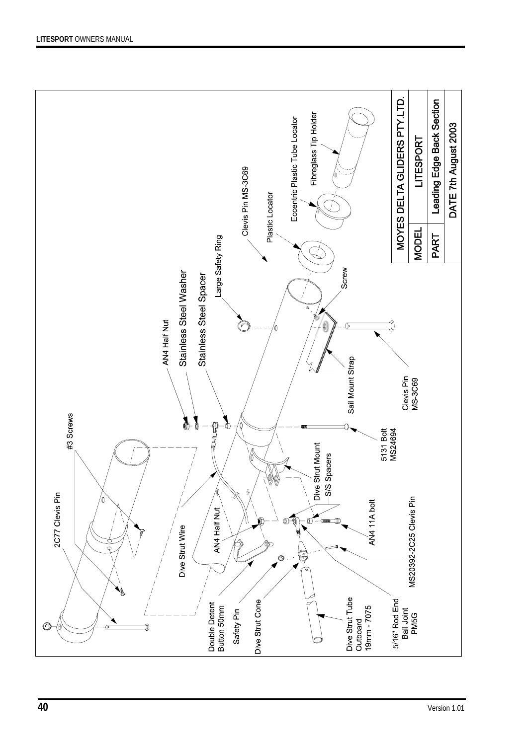| MOYES DELTA GLIDERS PTY.LTD. | |
| --- | --- |
| MODEL | LITESPORT |
| PART | Leading Edge Back Section |
| | DATE 7th August 2003 |

- 2C77 Clevis Pin
- #3 Screws
- AN4 Half Nut
- Stainless Steel Washer
- Stainless Steel Spacer
- Large Safety Ring
- Clevis Pin MS-3C69
- Plastic Locator
- Eccentric Plastic Tube Locator
- Fibreglass Tip Holder
- Screw
- Sail Mount Strap
- Clevis Pin MS-3C69
- 5131 Bolt MS24694
- Dive Strut Mount
- S/S Spacers
- AN4 11A bolt
- MS20392-2C25 Clevis Pin
- Dive Strut Wire
- AN4 Half Nut
- Double Detent Button 50mm
- Safety Pin
- Dive Strut Cone
- Dive Strut Tube Outboard 19mm - 7075
- 5/16" Rod End Ball Joint PM5G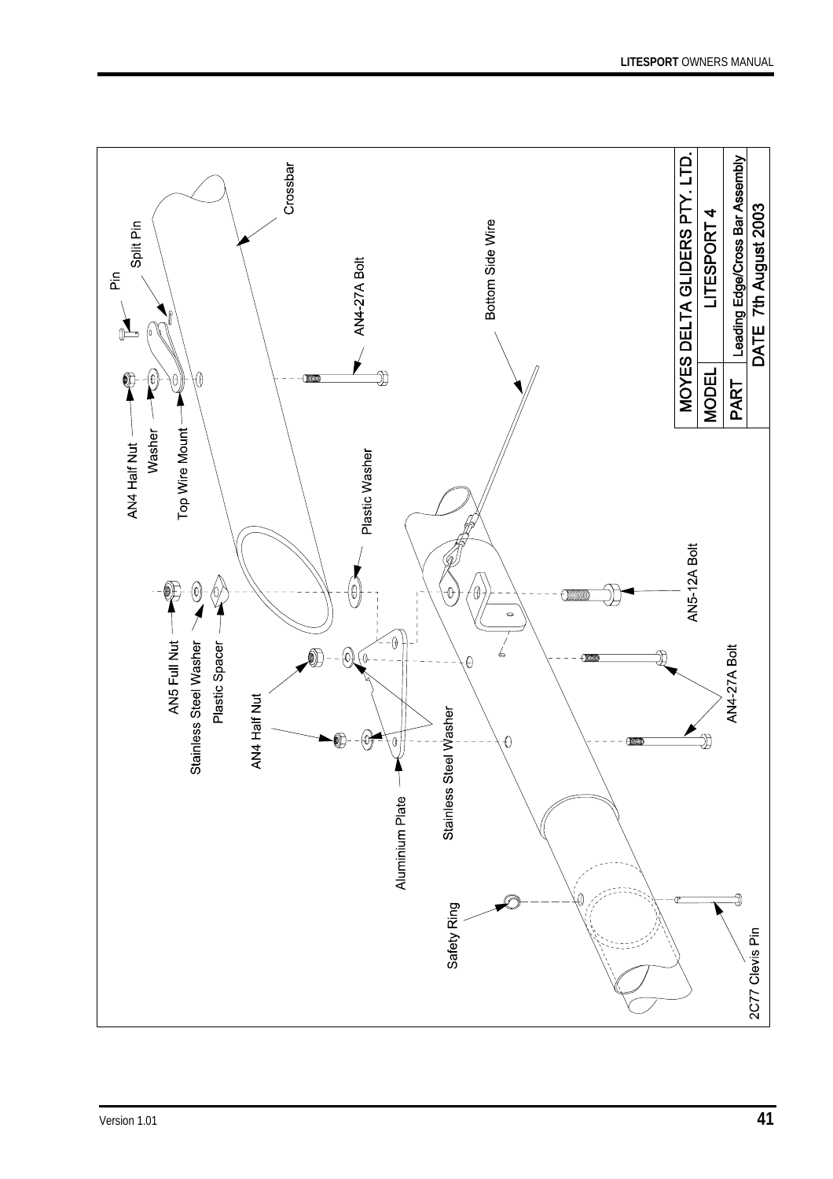| MOYES DELTA GLIDERS PTY. LTD. | |
| --- | --- |
| MODEL | LITESPORT 4 |
| PART | Leading Edge/Cross Bar Assembly |
| | DATE 7th August 2003 |

Crossbar

Split Pin

Pin

AN4 Half Nut

Washer

Top Wire Mount

AN4-27A Bolt

Bottom Side Wire

Plastic Washer

AN5 Full Nut

Stainless Steel Washer

Plastic Spacer

AN5-12A Bolt

AN4 Half Nut

AN4-27A Bolt

Aluminium Plate

Stainless Steel Washer

Safety Ring

2C77 Clevis Pin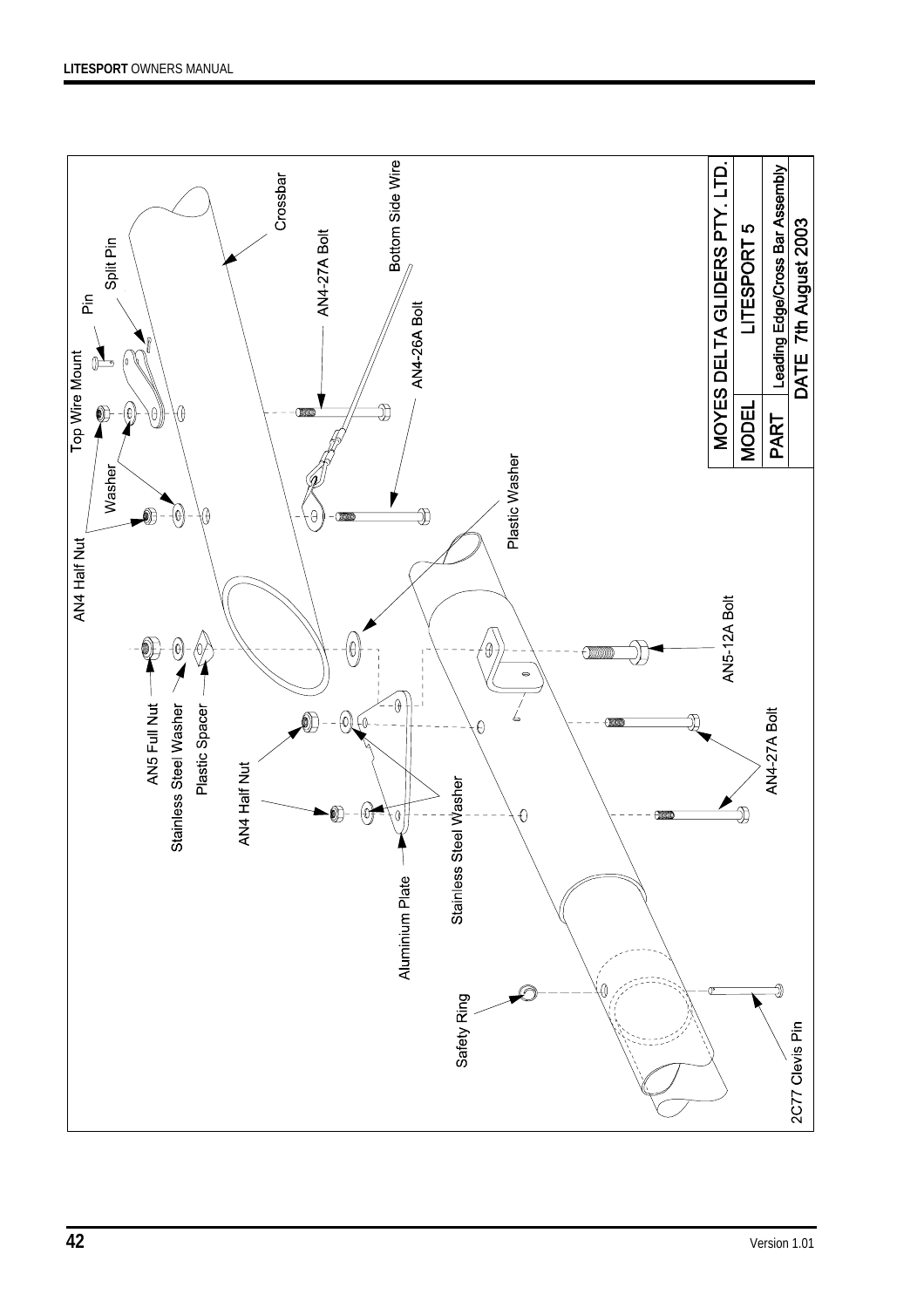| MOYES DELTA GLIDERS PTY. LTD. | |
| --- | --- |
| MODEL | LITESPORT 5 |
| PART | Leading Edge/Cross Bar Assembly |
| | DATE 7th August 2003 |

Top Wire Mount
Pin
Split Pin
Crossbar
AN4-27A Bolt
Bottom Side Wire
AN4-26A Bolt
Washer
AN4 Half Nut
Plastic Washer
AN5-12A Bolt
AN5 Full Nut
Stainless Steel Washer
Plastic Spacer
AN4 Half Nut
Stainless Steel Washer
AN4-27A Bolt
Aluminium Plate
Safety Ring
2C77 Clevis Pin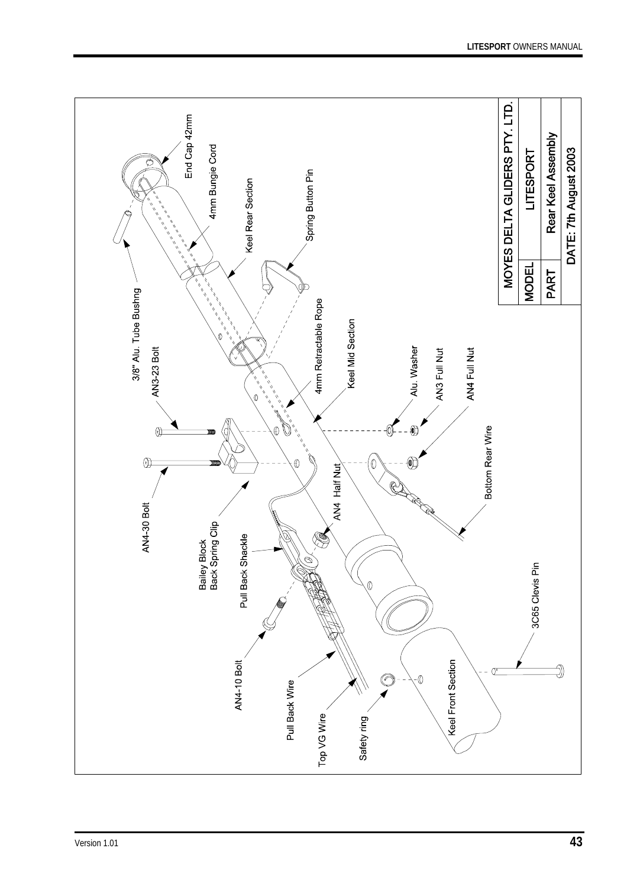| MOYES DELTA GLIDERS PTY. LTD. | |
|---|---|
| MODEL | LITESPORT |
| PART | Rear Keel Assembly |
| DATE: 7th August 2003 | |

End Cap 42mm

4mm Bungie Cord

Keel Rear Section

Spring Button Pin

3/8" Alu. Tube Bushng

AN3-23 Bolt

4mm Retractable Rope

Keel Mid Section

Alu. Washer

AN3 Full Nut

AN4 Full Nut

AN4-30 Bolt

Bailey Block
Back Spring Clip

AN4 Half Nut

Bottom Rear Wire

Pull Back Shackle

3C65 Clevis Pin

AN4-10 Bolt

Pull Back Wire

Top VG Wire

Safety ring

Keel Front Section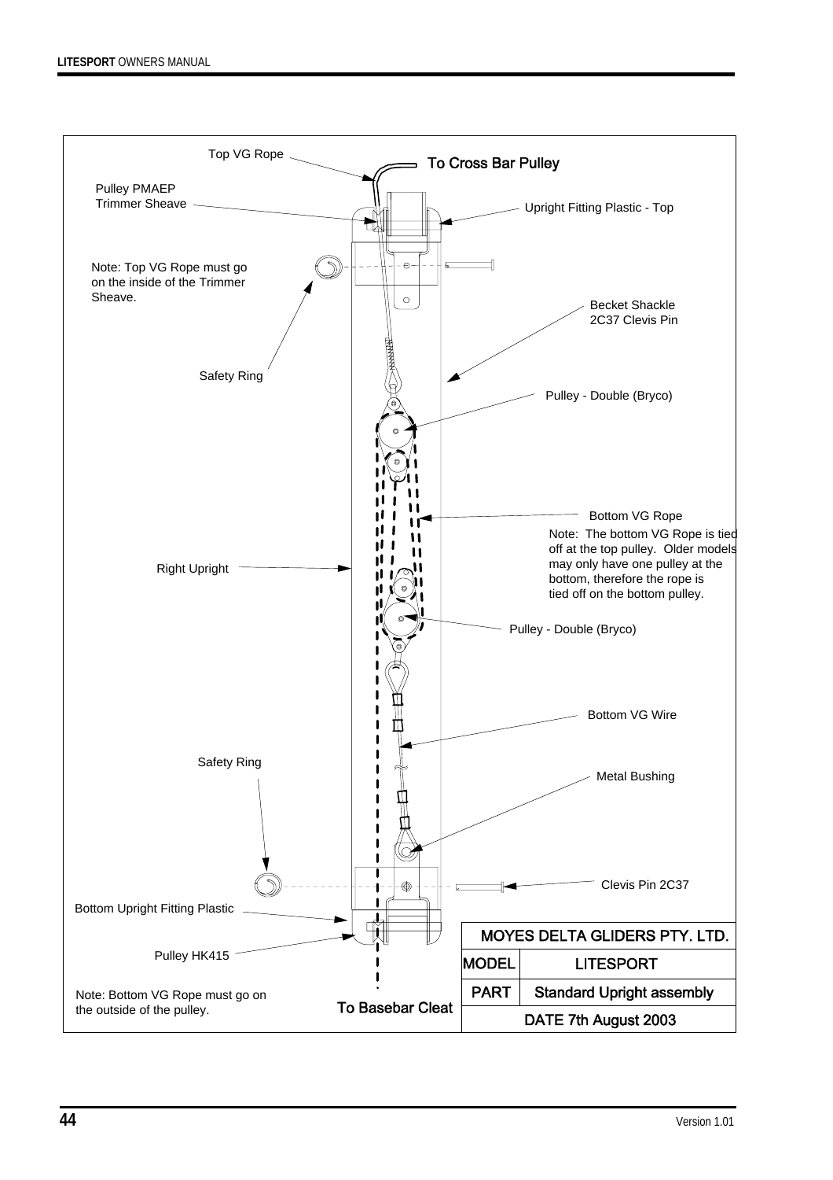Top VG Rope

**To Cross Bar Pulley**

Pulley PMAEP
Trimmer Sheave

Upright Fitting Plastic - Top

Note: Top VG Rope must go on the inside of the Trimmer Sheave.

Becket Shackle
2C37 Clevis Pin

Safety Ring

Pulley - Double (Bryco)

Bottom VG Rope

Note: The bottom VG Rope is tied off at the top pulley. Older models may only have one pulley at the bottom, therefore the rope is tied off on the bottom pulley.

Right Upright

Pulley - Double (Bryco)

Bottom VG Wire

Safety Ring

Metal Bushing

Clevis Pin 2C37

Bottom Upright Fitting Plastic

Pulley HK415

Note: Bottom VG Rope must go on the outside of the pulley.

**To Basebar Cleat**

| MOYES DELTA GLIDERS PTY. LTD. | |
| --- | --- |
| MODEL | LITESPORT |
| PART | Standard Upright assembly |
| DATE 7th August 2003 | |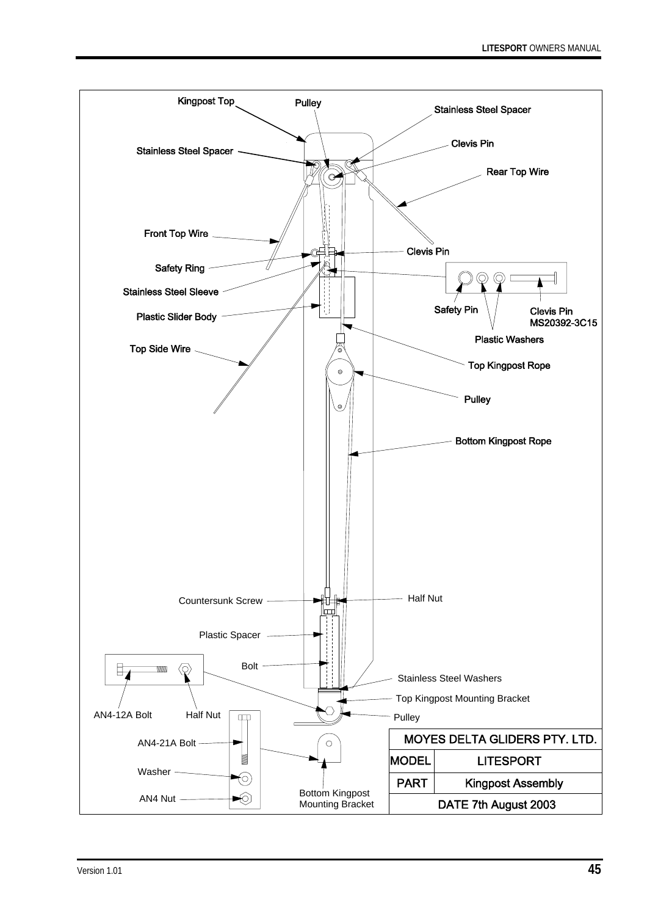Kingpost Top

Pulley

Stainless Steel Spacer

Stainless Steel Spacer

Clevis Pin

Rear Top Wire

Front Top Wire

Clevis Pin

Safety Ring

Stainless Steel Sleeve

Plastic Slider Body

Safety Pin

Clevis Pin MS20392-3C15

Plastic Washers

Top Side Wire

Top Kingpost Rope

Pulley

Bottom Kingpost Rope

Countersunk Screw

Half Nut

Plastic Spacer

Bolt

Stainless Steel Washers

Top Kingpost Mounting Bracket

AN4-12A Bolt

Half Nut

Pulley

AN4-21A Bolt

Washer

AN4 Nut

Bottom Kingpost Mounting Bracket

| MOYES DELTA GLIDERS PTY. LTD. | |
|---|---|
| MODEL | LITESPORT |
| PART | Kingpost Assembly |
| DATE 7th August 2003 | |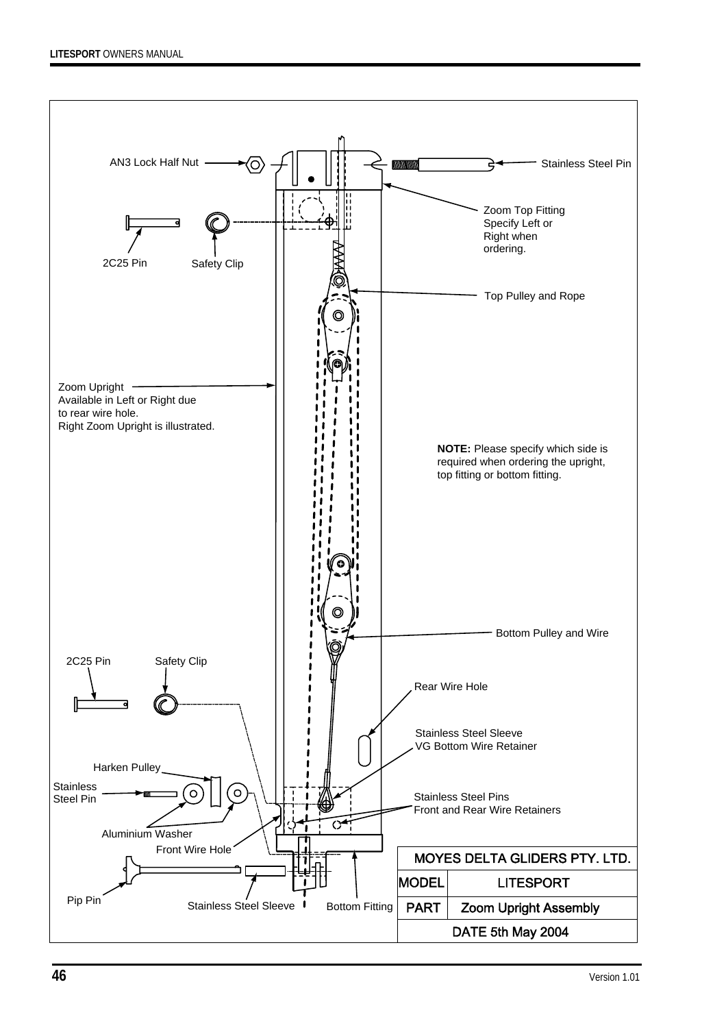AN3 Lock Half Nut

Stainless Steel Pin

Zoom Top Fitting
Specify Left or
Right when
ordering.

2C25 Pin

Safety Clip

Top Pulley and Rope

Zoom Upright
Available in Left or Right due
to rear wire hole.
Right Zoom Upright is illustrated.

**NOTE:** Please specify which side is required when ordering the upright, top fitting or bottom fitting.

Bottom Pulley and Wire

2C25 Pin

Safety Clip

Rear Wire Hole

Stainless Steel Sleeve
VG Bottom Wire Retainer

Harken Pulley

Stainless
Steel Pin

Stainless Steel Pins
Front and Rear Wire Retainers

Aluminium Washer

Front Wire Hole

Pip Pin

Stainless Steel Sleeve

Bottom Fitting

| MOYES DELTA GLIDERS PTY. LTD. | |
|---|---|
| MODEL | LITESPORT |
| PART | Zoom Upright Assembly |
| DATE 5th May 2004 | |